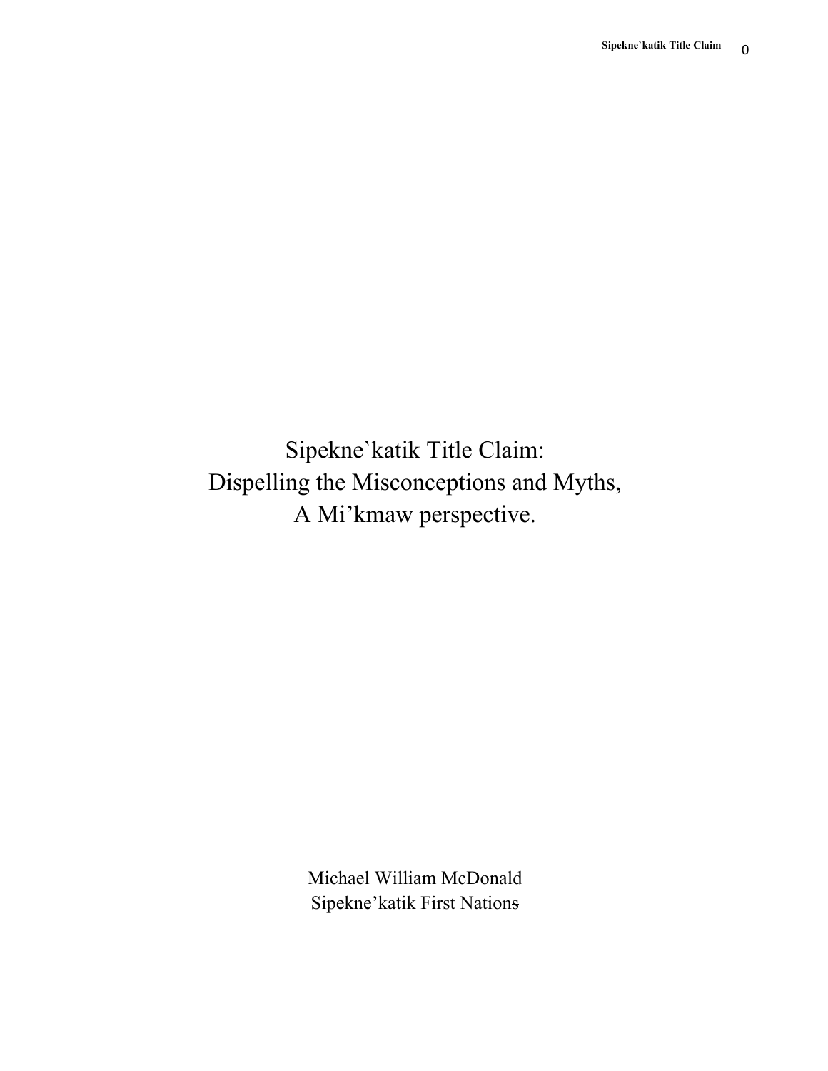# Sipekne`katik Title Claim: Dispelling the Misconceptions and Myths, A Mi'kmaw perspective.

Michael William McDonald
Sipekne'katik First Nations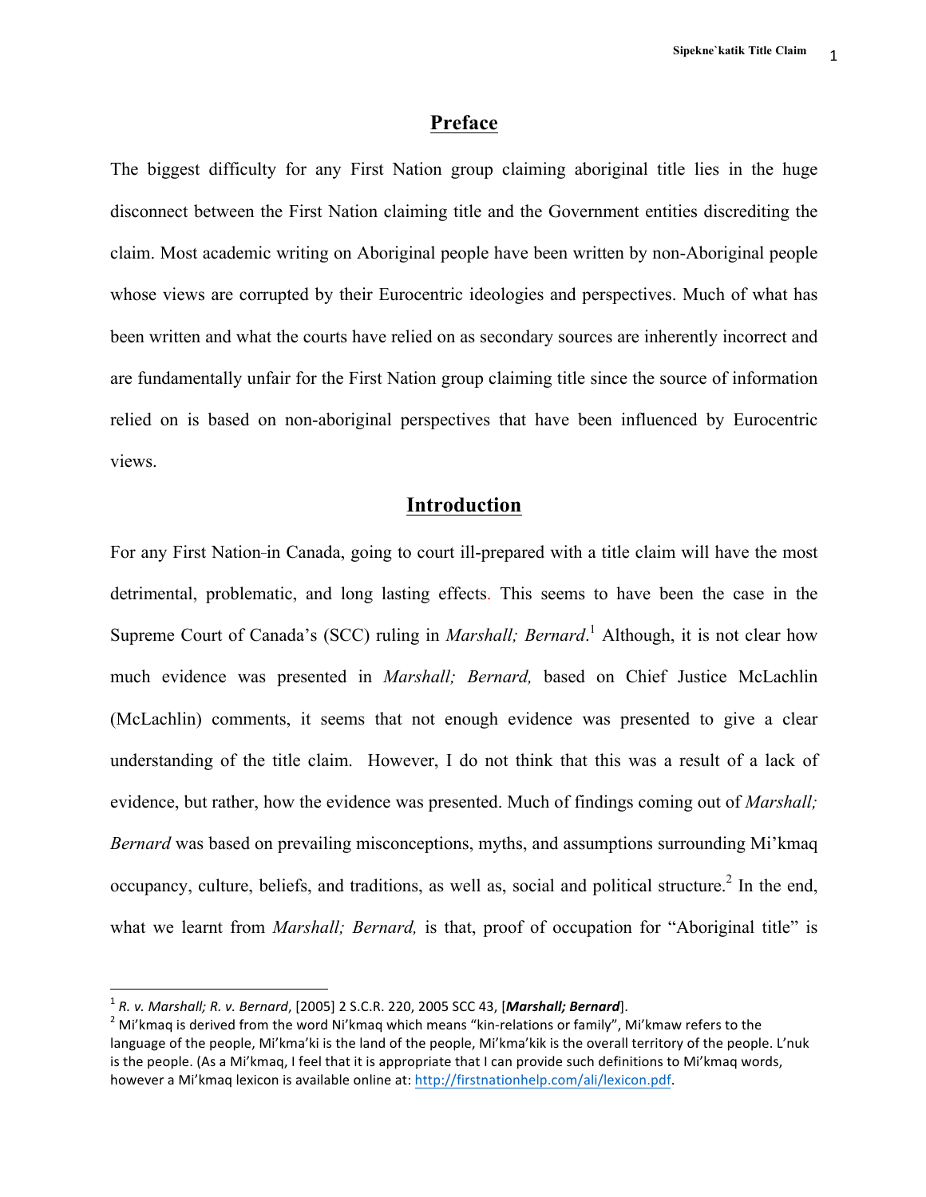## Preface

The biggest difficulty for any First Nation group claiming aboriginal title lies in the huge disconnect between the First Nation claiming title and the Government entities discrediting the claim. Most academic writing on Aboriginal people have been written by non-Aboriginal people whose views are corrupted by their Eurocentric ideologies and perspectives. Much of what has been written and what the courts have relied on as secondary sources are inherently incorrect and are fundamentally unfair for the First Nation group claiming title since the source of information relied on is based on non-aboriginal perspectives that have been influenced by Eurocentric views.

## Introduction

For any First Nation in Canada, going to court ill-prepared with a title claim will have the most detrimental, problematic, and long lasting effects. This seems to have been the case in the Supreme Court of Canada's (SCC) ruling in *Marshall; Bernard*.[1] Although, it is not clear how much evidence was presented in *Marshall; Bernard,* based on Chief Justice McLachlin (McLachlin) comments, it seems that not enough evidence was presented to give a clear understanding of the title claim. However, I do not think that this was a result of a lack of evidence, but rather, how the evidence was presented. Much of findings coming out of *Marshall; Bernard* was based on prevailing misconceptions, myths, and assumptions surrounding Mi'kmaq occupancy, culture, beliefs, and traditions, as well as, social and political structure.[2] In the end, what we learnt from *Marshall; Bernard,* is that, proof of occupation for "Aboriginal title" is

---

[1] *R. v. Marshall; R. v. Bernard*, [2005] 2 S.C.R. 220, 2005 SCC 43, [***Marshall; Bernard***].

[2] Mi'kmaq is derived from the word Ni'kmaq which means "kin-relations or family", Mi'kmaw refers to the language of the people, Mi'kma'ki is the land of the people, Mi'kma'kik is the overall territory of the people. L'nuk is the people. (As a Mi'kmaq, I feel that it is appropriate that I can provide such definitions to Mi'kmaq words, however a Mi'kmaq lexicon is available online at: http://firstnationhelp.com/ali/lexicon.pdf.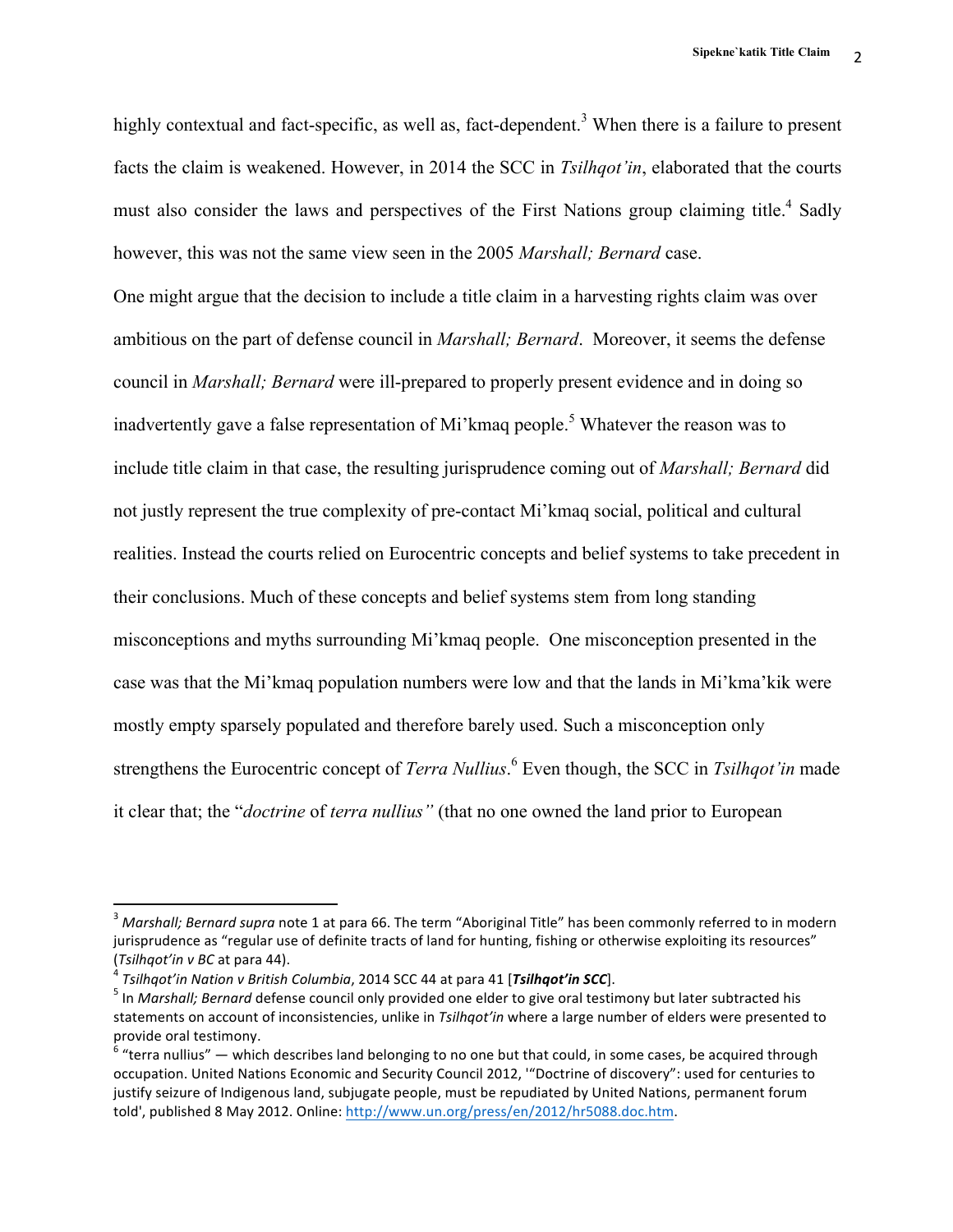highly contextual and fact-specific, as well as, fact-dependent.[3] When there is a failure to present facts the claim is weakened. However, in 2014 the SCC in *Tsilhqot'in*, elaborated that the courts must also consider the laws and perspectives of the First Nations group claiming title.[4] Sadly however, this was not the same view seen in the 2005 *Marshall; Bernard* case.

One might argue that the decision to include a title claim in a harvesting rights claim was over ambitious on the part of defense council in *Marshall; Bernard*. Moreover, it seems the defense council in *Marshall; Bernard* were ill-prepared to properly present evidence and in doing so inadvertently gave a false representation of Mi'kmaq people.[5] Whatever the reason was to include title claim in that case, the resulting jurisprudence coming out of *Marshall; Bernard* did not justly represent the true complexity of pre-contact Mi'kmaq social, political and cultural realities. Instead the courts relied on Eurocentric concepts and belief systems to take precedent in their conclusions. Much of these concepts and belief systems stem from long standing misconceptions and myths surrounding Mi'kmaq people. One misconception presented in the case was that the Mi'kmaq population numbers were low and that the lands in Mi'kma'kik were mostly empty sparsely populated and therefore barely used. Such a misconception only strengthens the Eurocentric concept of *Terra Nullius*.[6] Even though, the SCC in *Tsilhqot'in* made it clear that; the "*doctrine* of *terra nullius"* (that no one owned the land prior to European

---

[3] *Marshall; Bernard supra* note 1 at para 66. The term "Aboriginal Title" has been commonly referred to in modern jurisprudence as "regular use of definite tracts of land for hunting, fishing or otherwise exploiting its resources" (*Tsilhqot'in v BC* at para 44).

[4] *Tsilhqot'in Nation v British Columbia*, 2014 SCC 44 at para 41 [***Tsilhqot'in SCC***].

[5] In *Marshall; Bernard* defense council only provided one elder to give oral testimony but later subtracted his statements on account of inconsistencies, unlike in *Tsilhqot'in* where a large number of elders were presented to provide oral testimony.

[6] "terra nullius" — which describes land belonging to no one but that could, in some cases, be acquired through occupation. United Nations Economic and Security Council 2012, '"Doctrine of discovery": used for centuries to justify seizure of Indigenous land, subjugate people, must be repudiated by United Nations, permanent forum told', published 8 May 2012. Online: http://www.un.org/press/en/2012/hr5088.doc.htm.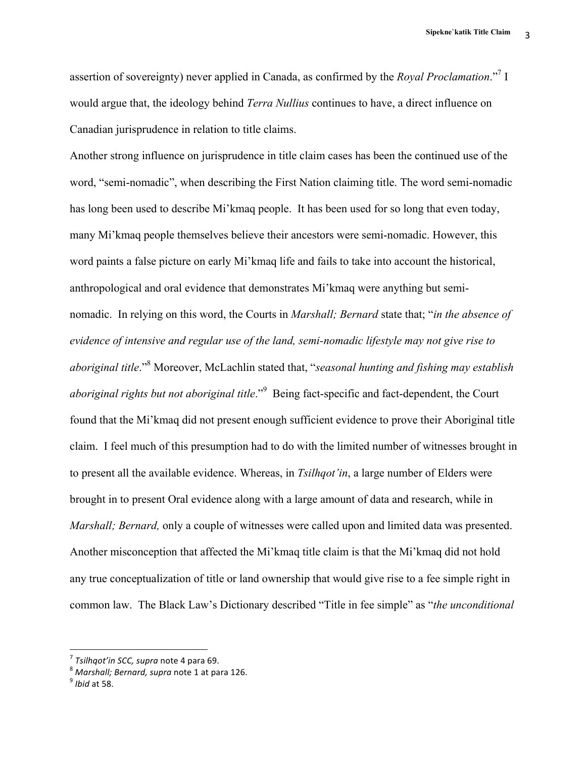assertion of sovereignty) never applied in Canada, as confirmed by the *Royal Proclamation*."[7] I would argue that, the ideology behind *Terra Nullius* continues to have, a direct influence on Canadian jurisprudence in relation to title claims.

Another strong influence on jurisprudence in title claim cases has been the continued use of the word, "semi-nomadic", when describing the First Nation claiming title. The word semi-nomadic has long been used to describe Mi'kmaq people. It has been used for so long that even today, many Mi'kmaq people themselves believe their ancestors were semi-nomadic. However, this word paints a false picture on early Mi'kmaq life and fails to take into account the historical, anthropological and oral evidence that demonstrates Mi'kmaq were anything but semi-nomadic. In relying on this word, the Courts in *Marshall; Bernard* state that; "*in the absence of evidence of intensive and regular use of the land, semi-nomadic lifestyle may not give rise to aboriginal title*."[8] Moreover, McLachlin stated that, "*seasonal hunting and fishing may establish aboriginal rights but not aboriginal title*."[9] Being fact-specific and fact-dependent, the Court found that the Mi'kmaq did not present enough sufficient evidence to prove their Aboriginal title claim. I feel much of this presumption had to do with the limited number of witnesses brought in to present all the available evidence. Whereas, in *Tsilhqot'in*, a large number of Elders were brought in to present Oral evidence along with a large amount of data and research, while in *Marshall; Bernard,* only a couple of witnesses were called upon and limited data was presented. Another misconception that affected the Mi'kmaq title claim is that the Mi'kmaq did not hold any true conceptualization of title or land ownership that would give rise to a fee simple right in common law. The Black Law's Dictionary described "Title in fee simple" as "*the unconditional*

---

[7] *Tsilhqot'in SCC, supra* note 4 para 69.

[8] *Marshall; Bernard, supra* note 1 at para 126.

[9] *Ibid* at 58.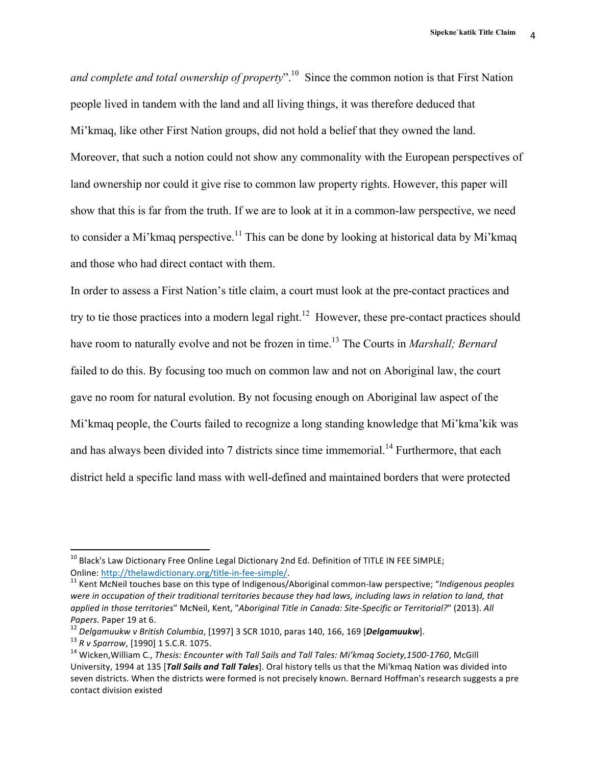*and complete and total ownership of property*".[10] Since the common notion is that First Nation people lived in tandem with the land and all living things, it was therefore deduced that Mi'kmaq, like other First Nation groups, did not hold a belief that they owned the land. Moreover, that such a notion could not show any commonality with the European perspectives of land ownership nor could it give rise to common law property rights. However, this paper will show that this is far from the truth. If we are to look at it in a common-law perspective, we need to consider a Mi'kmaq perspective.[11] This can be done by looking at historical data by Mi'kmaq and those who had direct contact with them.

In order to assess a First Nation's title claim, a court must look at the pre-contact practices and try to tie those practices into a modern legal right.[12] However, these pre-contact practices should have room to naturally evolve and not be frozen in time.[13] The Courts in *Marshall; Bernard* failed to do this. By focusing too much on common law and not on Aboriginal law, the court gave no room for natural evolution. By not focusing enough on Aboriginal law aspect of the Mi'kmaq people, the Courts failed to recognize a long standing knowledge that Mi'kma'kik was and has always been divided into 7 districts since time immemorial.[14] Furthermore, that each district held a specific land mass with well-defined and maintained borders that were protected

---

[10] Black's Law Dictionary Free Online Legal Dictionary 2nd Ed. Definition of TITLE IN FEE SIMPLE; Online: http://thelawdictionary.org/title-in-fee-simple/.

[11] Kent McNeil touches base on this type of Indigenous/Aboriginal common-law perspective; "*Indigenous peoples were in occupation of their traditional territories because they had laws, including laws in relation to land, that applied in those territories*" McNeil, Kent, "*Aboriginal Title in Canada: Site-Specific or Territorial?*" (2013). *All Papers.* Paper 19 at 6.

[12] *Delgamuukw v British Columbia*, [1997] 3 SCR 1010, paras 140, 166, 169 [***Delgamuukw***].

[13] *R v Sparrow*, [1990] 1 S.C.R. 1075.

[14] Wicken,William C., *Thesis: Encounter with Tall Sails and Tall Tales: Mi'kmaq Society,1500-1760*, McGill University, 1994 at 135 [***Tall Sails and Tall Tales***]. Oral history tells us that the Mi'kmaq Nation was divided into seven districts. When the districts were formed is not precisely known. Bernard Hoffman's research suggests a pre contact division existed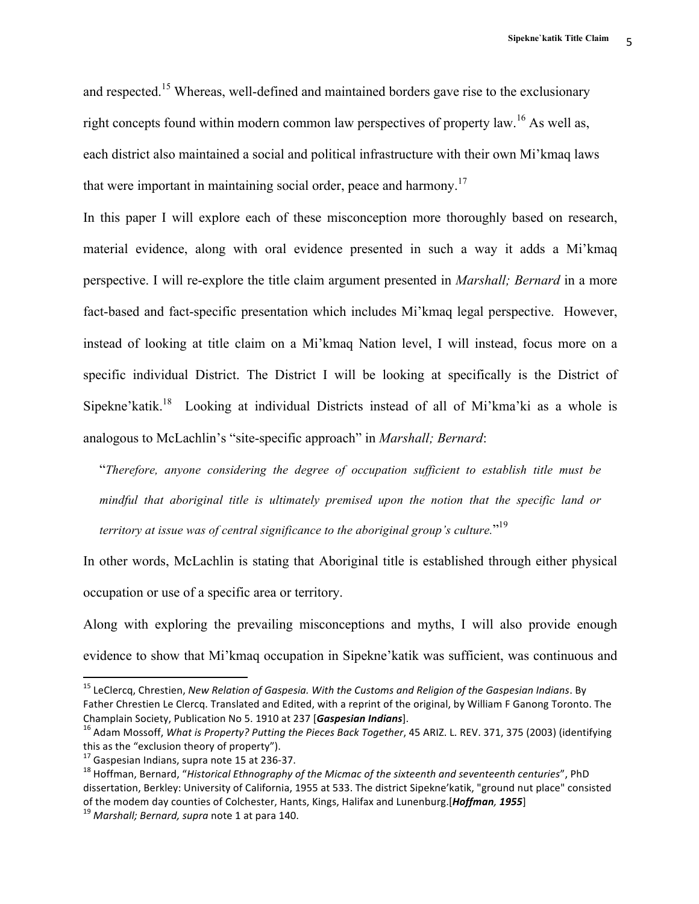and respected.[15] Whereas, well-defined and maintained borders gave rise to the exclusionary right concepts found within modern common law perspectives of property law.[16] As well as, each district also maintained a social and political infrastructure with their own Mi'kmaq laws that were important in maintaining social order, peace and harmony.[17]

In this paper I will explore each of these misconception more thoroughly based on research, material evidence, along with oral evidence presented in such a way it adds a Mi'kmaq perspective. I will re-explore the title claim argument presented in *Marshall; Bernard* in a more fact-based and fact-specific presentation which includes Mi'kmaq legal perspective. However, instead of looking at title claim on a Mi'kmaq Nation level, I will instead, focus more on a specific individual District. The District I will be looking at specifically is the District of Sipekne'katik.[18] Looking at individual Districts instead of all of Mi'kma'ki as a whole is analogous to McLachlin's "site-specific approach" in *Marshall; Bernard*:

> "*Therefore, anyone considering the degree of occupation sufficient to establish title must be mindful that aboriginal title is ultimately premised upon the notion that the specific land or territory at issue was of central significance to the aboriginal group's culture.*"[19]

In other words, McLachlin is stating that Aboriginal title is established through either physical occupation or use of a specific area or territory.

Along with exploring the prevailing misconceptions and myths, I will also provide enough evidence to show that Mi'kmaq occupation in Sipekne'katik was sufficient, was continuous and

---

[15] LeClercq, Chrestien, *New Relation of Gaspesia. With the Customs and Religion of the Gaspesian Indians*. By Father Chrestien Le Clercq. Translated and Edited, with a reprint of the original, by William F Ganong Toronto. The Champlain Society, Publication No 5. 1910 at 237 [***Gaspesian Indians***].

[16] Adam Mossoff, *What is Property? Putting the Pieces Back Together*, 45 ARIZ. L. REV. 371, 375 (2003) (identifying this as the "exclusion theory of property").

[17] Gaspesian Indians, supra note 15 at 236-37.

[18] Hoffman, Bernard, "*Historical Ethnography of the Micmac of the sixteenth and seventeenth centuries*", PhD dissertation, Berkley: University of California, 1955 at 533. The district Sipekne'katik, "ground nut place" consisted of the modem day counties of Colchester, Hants, Kings, Halifax and Lunenburg.[***Hoffman, 1955***]

[19] *Marshall; Bernard, supra* note 1 at para 140.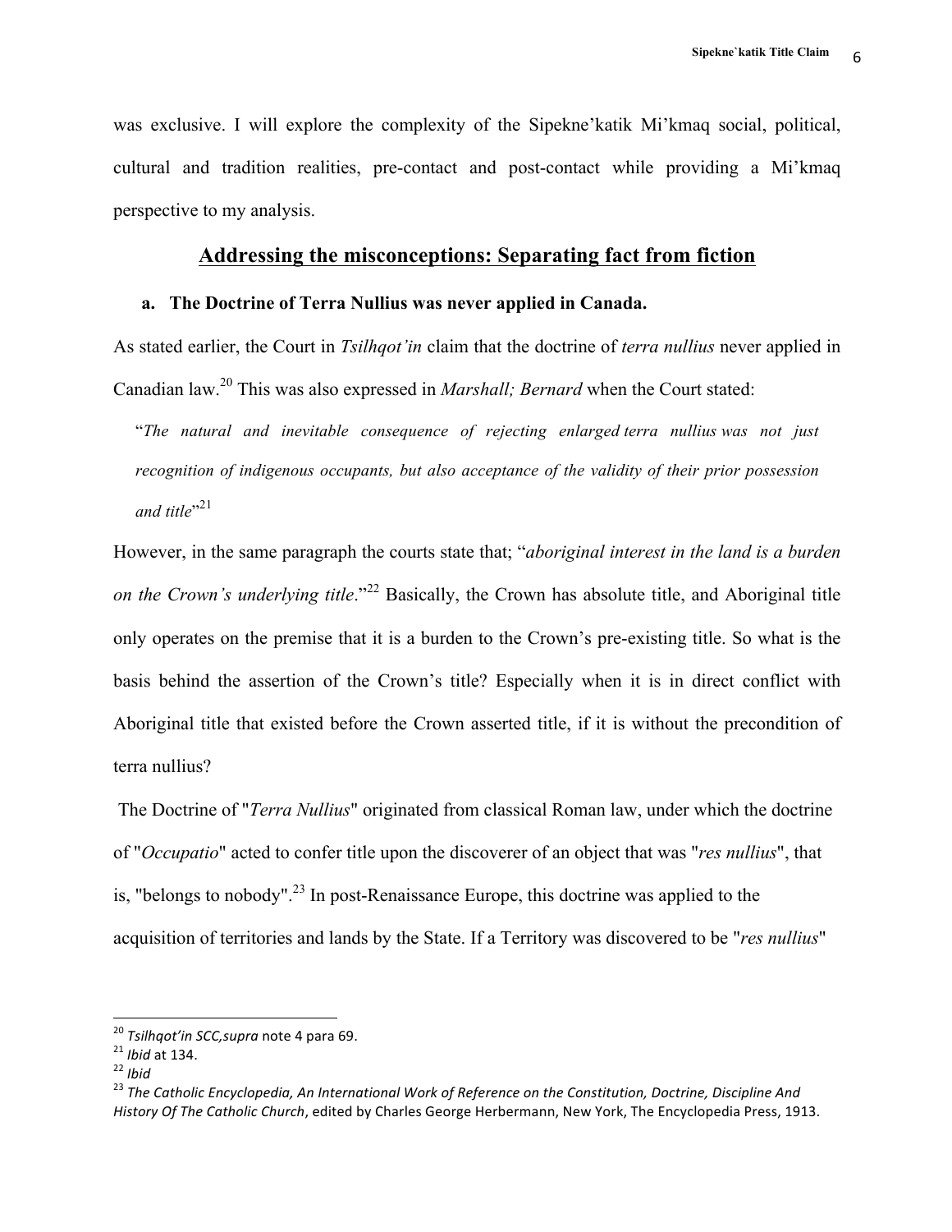was exclusive. I will explore the complexity of the Sipekne'katik Mi'kmaq social, political, cultural and tradition realities, pre-contact and post-contact while providing a Mi'kmaq perspective to my analysis.

## Addressing the misconceptions: Separating fact from fiction

### a. The Doctrine of Terra Nullius was never applied in Canada.

As stated earlier, the Court in *Tsilhqot'in* claim that the doctrine of *terra nullius* never applied in Canadian law.[20] This was also expressed in *Marshall; Bernard* when the Court stated:

> "*The natural and inevitable consequence of rejecting enlarged terra nullius was not just recognition of indigenous occupants, but also acceptance of the validity of their prior possession and title*"[21]

However, in the same paragraph the courts state that; "*aboriginal interest in the land is a burden on the Crown's underlying title*."[22] Basically, the Crown has absolute title, and Aboriginal title only operates on the premise that it is a burden to the Crown's pre-existing title. So what is the basis behind the assertion of the Crown's title? Especially when it is in direct conflict with Aboriginal title that existed before the Crown asserted title, if it is without the precondition of terra nullius?

The Doctrine of "*Terra Nullius*" originated from classical Roman law, under which the doctrine of "*Occupatio*" acted to confer title upon the discoverer of an object that was "*res nullius*", that is, "belongs to nobody".[23] In post-Renaissance Europe, this doctrine was applied to the acquisition of territories and lands by the State. If a Territory was discovered to be "*res nullius*"

---

[20] *Tsilhqot'in SCC,supra* note 4 para 69.

[21] *Ibid* at 134.

[22] *Ibid*

[23] *The Catholic Encyclopedia, An International Work of Reference on the Constitution, Doctrine, Discipline And History Of The Catholic Church*, edited by Charles George Herbermann, New York, The Encyclopedia Press, 1913.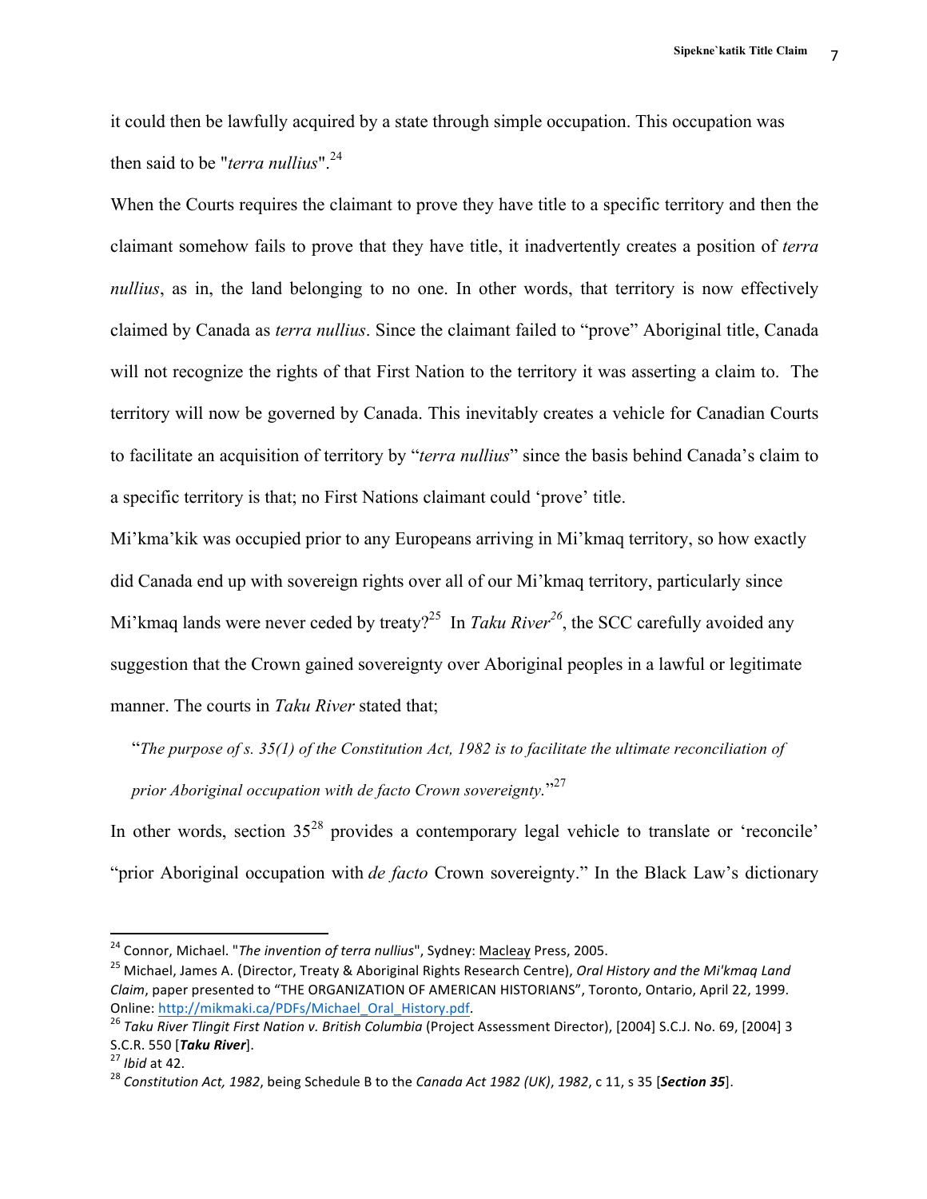it could then be lawfully acquired by a state through simple occupation. This occupation was then said to be "*terra nullius*".[24]

When the Courts requires the claimant to prove they have title to a specific territory and then the claimant somehow fails to prove that they have title, it inadvertently creates a position of *terra nullius*, as in, the land belonging to no one. In other words, that territory is now effectively claimed by Canada as *terra nullius*. Since the claimant failed to "prove" Aboriginal title, Canada will not recognize the rights of that First Nation to the territory it was asserting a claim to. The territory will now be governed by Canada. This inevitably creates a vehicle for Canadian Courts to facilitate an acquisition of territory by "*terra nullius*" since the basis behind Canada's claim to a specific territory is that; no First Nations claimant could 'prove' title.

Mi'kma'kik was occupied prior to any Europeans arriving in Mi'kmaq territory, so how exactly did Canada end up with sovereign rights over all of our Mi'kmaq territory, particularly since Mi'kmaq lands were never ceded by treaty?[25] In *Taku River*[26], the SCC carefully avoided any suggestion that the Crown gained sovereignty over Aboriginal peoples in a lawful or legitimate manner. The courts in *Taku River* stated that;

> "*The purpose of s. 35(1) of the Constitution Act, 1982 is to facilitate the ultimate reconciliation of prior Aboriginal occupation with de facto Crown sovereignty.*"[27]

In other words, section 35[28] provides a contemporary legal vehicle to translate or 'reconcile' "prior Aboriginal occupation with *de facto* Crown sovereignty." In the Black Law's dictionary

---

[24] Connor, Michael. "*The invention of terra nullius*", Sydney: Macleay Press, 2005.

[25] Michael, James A. (Director, Treaty & Aboriginal Rights Research Centre), *Oral History and the Mi'kmaq Land Claim*, paper presented to "THE ORGANIZATION OF AMERICAN HISTORIANS", Toronto, Ontario, April 22, 1999. Online: http://mikmaki.ca/PDFs/Michael_Oral_History.pdf.

[26] *Taku River Tlingit First Nation v. British Columbia* (Project Assessment Director), [2004] S.C.J. No. 69, [2004] 3 S.C.R. 550 [***Taku River***].

[27] *Ibid* at 42.

[28] *Constitution Act, 1982*, being Schedule B to the *Canada Act 1982 (UK)*, *1982*, c 11, s 35 [***Section 35***].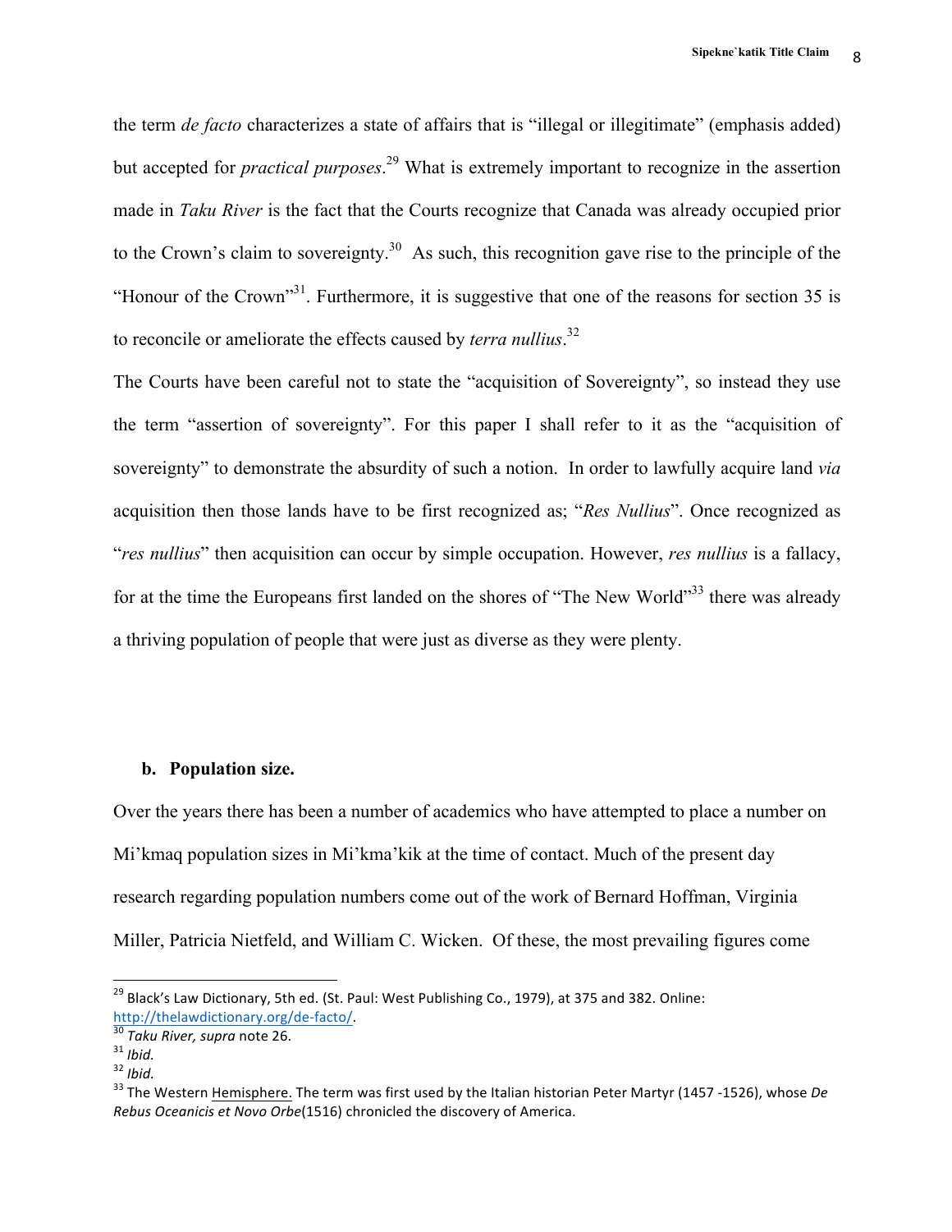the term *de facto* characterizes a state of affairs that is "illegal or illegitimate" (emphasis added) but accepted for *practical purposes*.[29] What is extremely important to recognize in the assertion made in *Taku River* is the fact that the Courts recognize that Canada was already occupied prior to the Crown's claim to sovereignty.[30] As such, this recognition gave rise to the principle of the "Honour of the Crown"[31]. Furthermore, it is suggestive that one of the reasons for section 35 is to reconcile or ameliorate the effects caused by *terra nullius*.[32]

The Courts have been careful not to state the "acquisition of Sovereignty", so instead they use the term "assertion of sovereignty". For this paper I shall refer to it as the "acquisition of sovereignty" to demonstrate the absurdity of such a notion. In order to lawfully acquire land *via* acquisition then those lands have to be first recognized as; "*Res Nullius*". Once recognized as "*res nullius*" then acquisition can occur by simple occupation. However, *res nullius* is a fallacy, for at the time the Europeans first landed on the shores of "The New World"[33] there was already a thriving population of people that were just as diverse as they were plenty.

### b. Population size.

Over the years there has been a number of academics who have attempted to place a number on Mi'kmaq population sizes in Mi'kma'kik at the time of contact. Much of the present day research regarding population numbers come out of the work of Bernard Hoffman, Virginia Miller, Patricia Nietfeld, and William C. Wicken. Of these, the most prevailing figures come

---

[29] Black's Law Dictionary, 5th ed. (St. Paul: West Publishing Co., 1979), at 375 and 382. Online: http://thelawdictionary.org/de-facto/.

[30] *Taku River, supra* note 26.

[31] *Ibid.*

[32] *Ibid.*

[33] The Western Hemisphere. The term was first used by the Italian historian Peter Martyr (1457 -1526), whose *De Rebus Oceanicis et Novo Orbe*(1516) chronicled the discovery of America.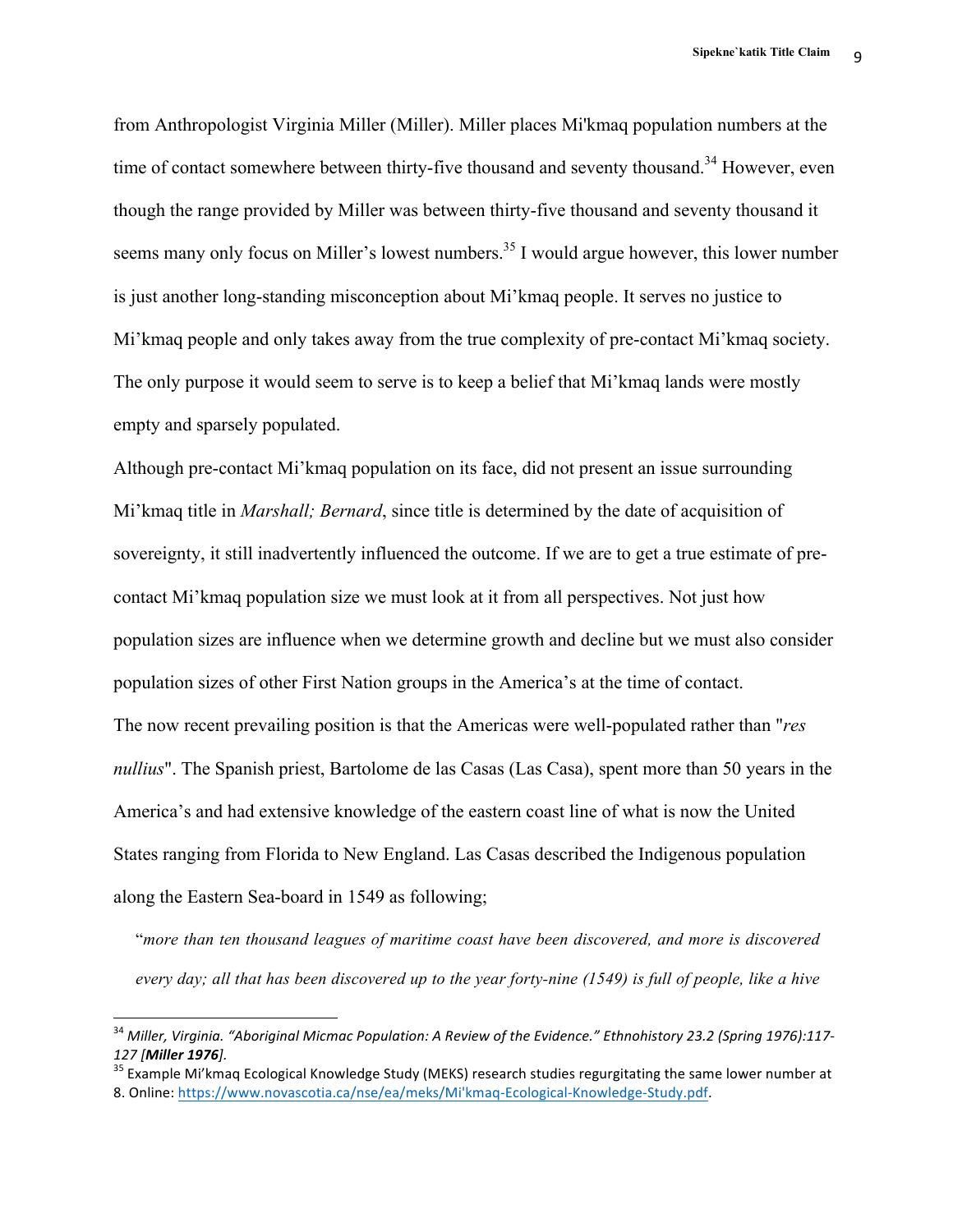from Anthropologist Virginia Miller (Miller). Miller places Mi'kmaq population numbers at the time of contact somewhere between thirty-five thousand and seventy thousand.[34] However, even though the range provided by Miller was between thirty-five thousand and seventy thousand it seems many only focus on Miller's lowest numbers.[35] I would argue however, this lower number is just another long-standing misconception about Mi'kmaq people. It serves no justice to Mi'kmaq people and only takes away from the true complexity of pre-contact Mi'kmaq society. The only purpose it would seem to serve is to keep a belief that Mi'kmaq lands were mostly empty and sparsely populated.

Although pre-contact Mi'kmaq population on its face, did not present an issue surrounding Mi'kmaq title in *Marshall; Bernard*, since title is determined by the date of acquisition of sovereignty, it still inadvertently influenced the outcome. If we are to get a true estimate of pre-contact Mi'kmaq population size we must look at it from all perspectives. Not just how population sizes are influence when we determine growth and decline but we must also consider population sizes of other First Nation groups in the America's at the time of contact.

The now recent prevailing position is that the Americas were well-populated rather than "*res nullius*". The Spanish priest, Bartolome de las Casas (Las Casa), spent more than 50 years in the America's and had extensive knowledge of the eastern coast line of what is now the United States ranging from Florida to New England. Las Casas described the Indigenous population along the Eastern Sea-board in 1549 as following;

"*more than ten thousand leagues of maritime coast have been discovered, and more is discovered every day; all that has been discovered up to the year forty-nine (1549) is full of people, like a hive*

---

[34] *Miller, Virginia. "Aboriginal Micmac Population: A Review of the Evidence." Ethnohistory 23.2 (Spring 1976):117-127 [**Miller 1976**].*

[35] Example Mi'kmaq Ecological Knowledge Study (MEKS) research studies regurgitating the same lower number at 8. Online: https://www.novascotia.ca/nse/ea/meks/Mi'kmaq-Ecological-Knowledge-Study.pdf.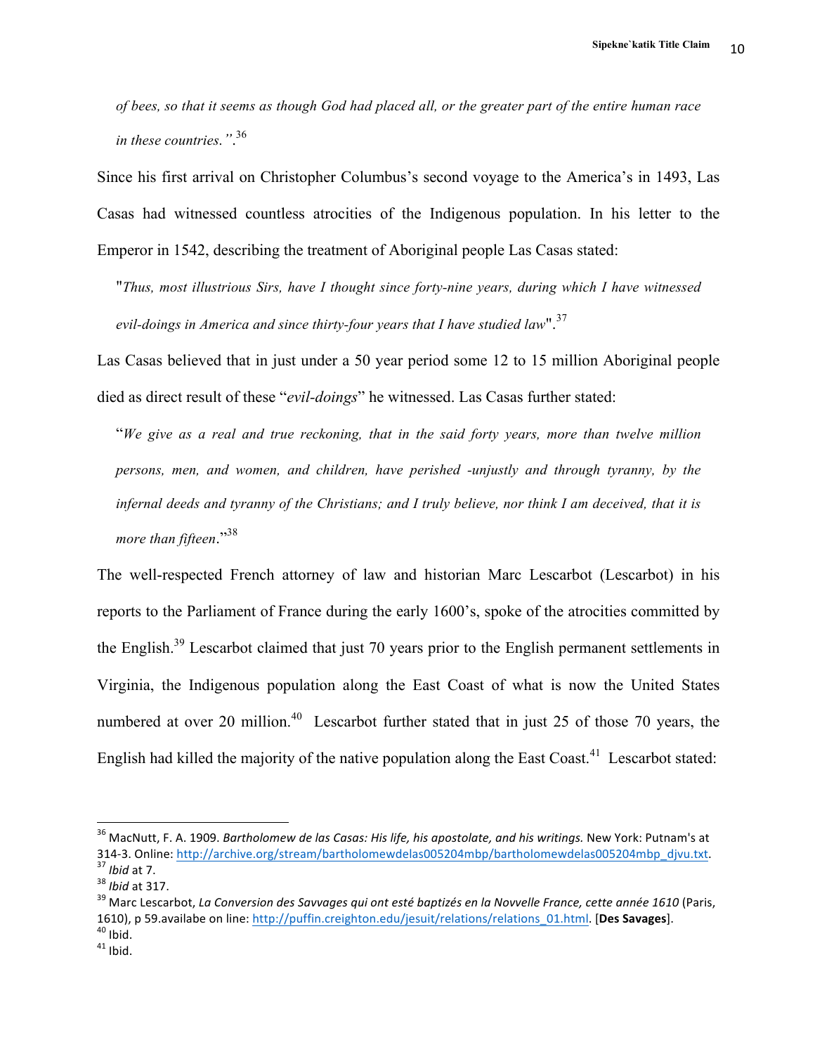> *of bees, so that it seems as though God had placed all, or the greater part of the entire human race in these countries."*.[36]

Since his first arrival on Christopher Columbus's second voyage to the America's in 1493, Las Casas had witnessed countless atrocities of the Indigenous population. In his letter to the Emperor in 1542, describing the treatment of Aboriginal people Las Casas stated:

> "*Thus, most illustrious Sirs, have I thought since forty-nine years, during which I have witnessed evil-doings in America and since thirty-four years that I have studied law*".[37]

Las Casas believed that in just under a 50 year period some 12 to 15 million Aboriginal people died as direct result of these "*evil-doings*" he witnessed. Las Casas further stated:

> "*We give as a real and true reckoning, that in the said forty years, more than twelve million persons, men, and women, and children, have perished -unjustly and through tyranny, by the infernal deeds and tyranny of the Christians; and I truly believe, nor think I am deceived, that it is more than fifteen*."[38]

The well-respected French attorney of law and historian Marc Lescarbot (Lescarbot) in his reports to the Parliament of France during the early 1600's, spoke of the atrocities committed by the English.[39] Lescarbot claimed that just 70 years prior to the English permanent settlements in Virginia, the Indigenous population along the East Coast of what is now the United States numbered at over 20 million.[40] Lescarbot further stated that in just 25 of those 70 years, the English had killed the majority of the native population along the East Coast.[41] Lescarbot stated:

---

[36] MacNutt, F. A. 1909. *Bartholomew de las Casas: His life, his apostolate, and his writings.* New York: Putnam's at 314-3. Online: http://archive.org/stream/bartholomewdelas005204mbp/bartholomewdelas005204mbp_djvu.txt.

[37] *Ibid* at 7.

[38] *Ibid* at 317.

[39] Marc Lescarbot, *La Conversion des Savvages qui ont esté baptizés en la Novvelle France, cette année 1610* (Paris, 1610), p 59.availabe on line: http://puffin.creighton.edu/jesuit/relations/relations_01.html. [**Des Savages**].

[40] Ibid.

[41] Ibid.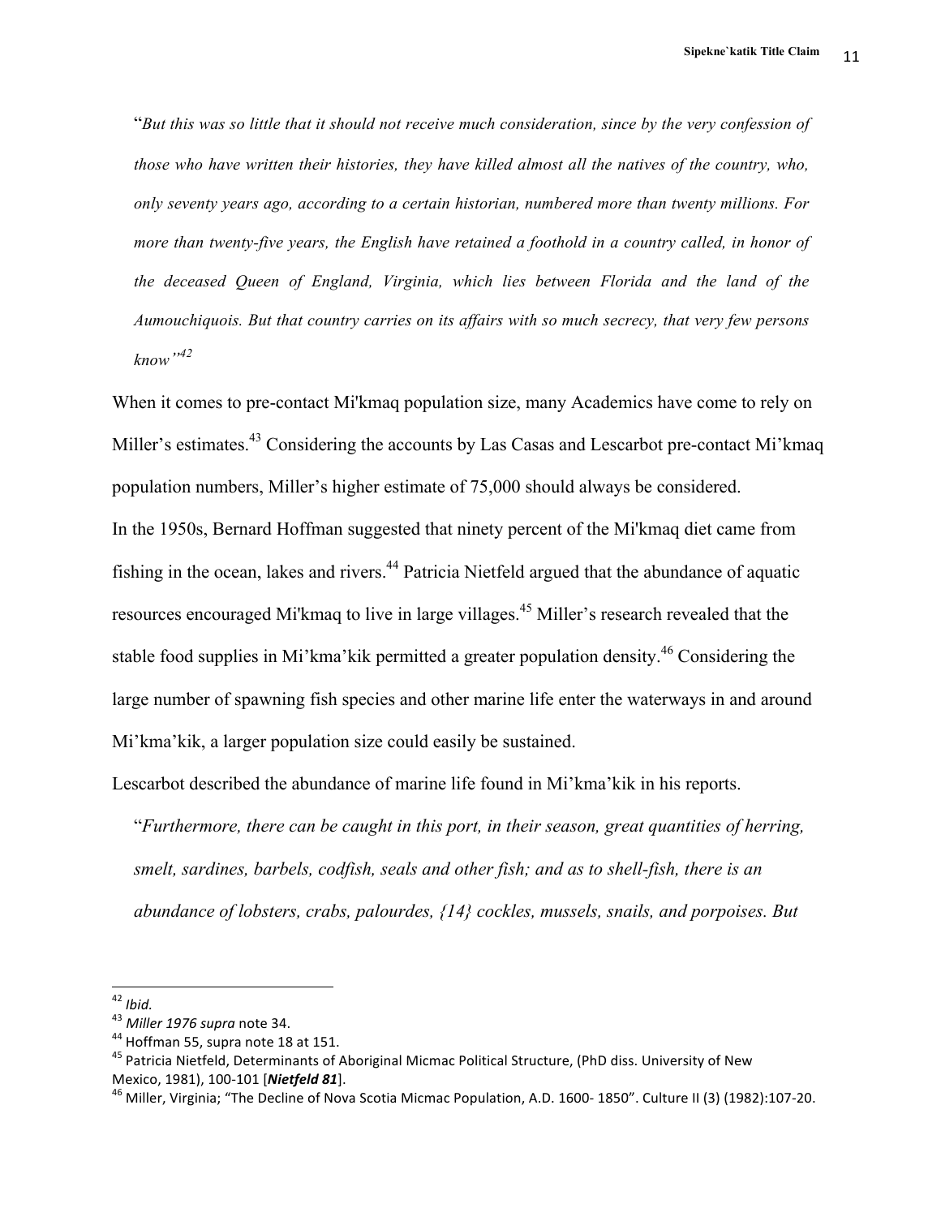> "*But this was so little that it should not receive much consideration, since by the very confession of those who have written their histories, they have killed almost all the natives of the country, who, only seventy years ago, according to a certain historian, numbered more than twenty millions. For more than twenty-five years, the English have retained a foothold in a country called, in honor of the deceased Queen of England, Virginia, which lies between Florida and the land of the Aumouchiquois. But that country carries on its affairs with so much secrecy, that very few persons know"*[42]

When it comes to pre-contact Mi'kmaq population size, many Academics have come to rely on Miller's estimates.[43] Considering the accounts by Las Casas and Lescarbot pre-contact Mi'kmaq population numbers, Miller's higher estimate of 75,000 should always be considered.

In the 1950s, Bernard Hoffman suggested that ninety percent of the Mi'kmaq diet came from fishing in the ocean, lakes and rivers.[44] Patricia Nietfeld argued that the abundance of aquatic resources encouraged Mi'kmaq to live in large villages.[45] Miller's research revealed that the stable food supplies in Mi'kma'kik permitted a greater population density.[46] Considering the large number of spawning fish species and other marine life enter the waterways in and around Mi'kma'kik, a larger population size could easily be sustained.

Lescarbot described the abundance of marine life found in Mi'kma'kik in his reports.

> "*Furthermore, there can be caught in this port, in their season, great quantities of herring, smelt, sardines, barbels, codfish, seals and other fish; and as to shell-fish, there is an abundance of lobsters, crabs, palourdes, {14} cockles, mussels, snails, and porpoises. But*

---

[42] *Ibid.*

[43] *Miller 1976 supra* note 34.

[44] Hoffman 55, supra note 18 at 151.

[45] Patricia Nietfeld, Determinants of Aboriginal Micmac Political Structure, (PhD diss. University of New Mexico, 1981), 100-101 [***Nietfeld 81***].

[46] Miller, Virginia; "The Decline of Nova Scotia Micmac Population, A.D. 1600- 1850". Culture II (3) (1982):107-20.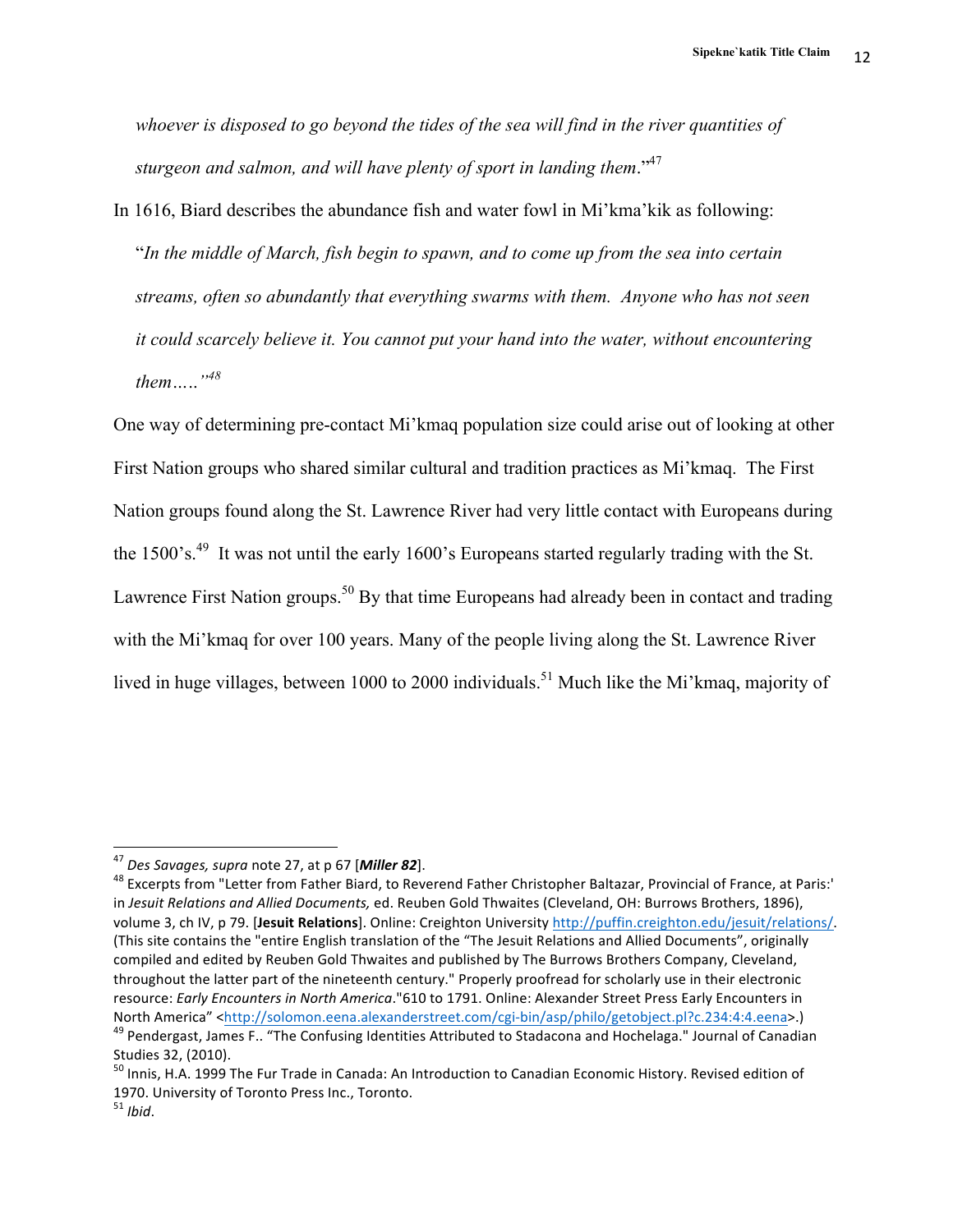*whoever is disposed to go beyond the tides of the sea will find in the river quantities of sturgeon and salmon, and will have plenty of sport in landing them*."[47]

In 1616, Biard describes the abundance fish and water fowl in Mi'kma'kik as following:

"*In the middle of March, fish begin to spawn, and to come up from the sea into certain streams, often so abundantly that everything swarms with them. Anyone who has not seen it could scarcely believe it. You cannot put your hand into the water, without encountering them…..*"[48]

One way of determining pre-contact Mi'kmaq population size could arise out of looking at other First Nation groups who shared similar cultural and tradition practices as Mi'kmaq. The First Nation groups found along the St. Lawrence River had very little contact with Europeans during the 1500's.[49] It was not until the early 1600's Europeans started regularly trading with the St. Lawrence First Nation groups.[50] By that time Europeans had already been in contact and trading with the Mi'kmaq for over 100 years. Many of the people living along the St. Lawrence River lived in huge villages, between 1000 to 2000 individuals.[51] Much like the Mi'kmaq, majority of

---

[47] *Des Savages, supra* note 27, at p 67 [***Miller 82***].

[48] Excerpts from "Letter from Father Biard, to Reverend Father Christopher Baltazar, Provincial of France, at Paris:' in *Jesuit Relations and Allied Documents,* ed. Reuben Gold Thwaites (Cleveland, OH: Burrows Brothers, 1896), volume 3, ch IV, p 79. [**Jesuit Relations**]. Online: Creighton University http://puffin.creighton.edu/jesuit/relations/. (This site contains the "entire English translation of the "The Jesuit Relations and Allied Documents", originally compiled and edited by Reuben Gold Thwaites and published by The Burrows Brothers Company, Cleveland, throughout the latter part of the nineteenth century." Properly proofread for scholarly use in their electronic resource: *Early Encounters in North America*."610 to 1791. Online: Alexander Street Press Early Encounters in North America" <http://solomon.eena.alexanderstreet.com/cgi-bin/asp/philo/getobject.pl?c.234:4:4.eena>.)

[49] Pendergast, James F.. "The Confusing Identities Attributed to Stadacona and Hochelaga." Journal of Canadian Studies 32, (2010).

[50] Innis, H.A. 1999 The Fur Trade in Canada: An Introduction to Canadian Economic History. Revised edition of 1970. University of Toronto Press Inc., Toronto.

[51] *Ibid*.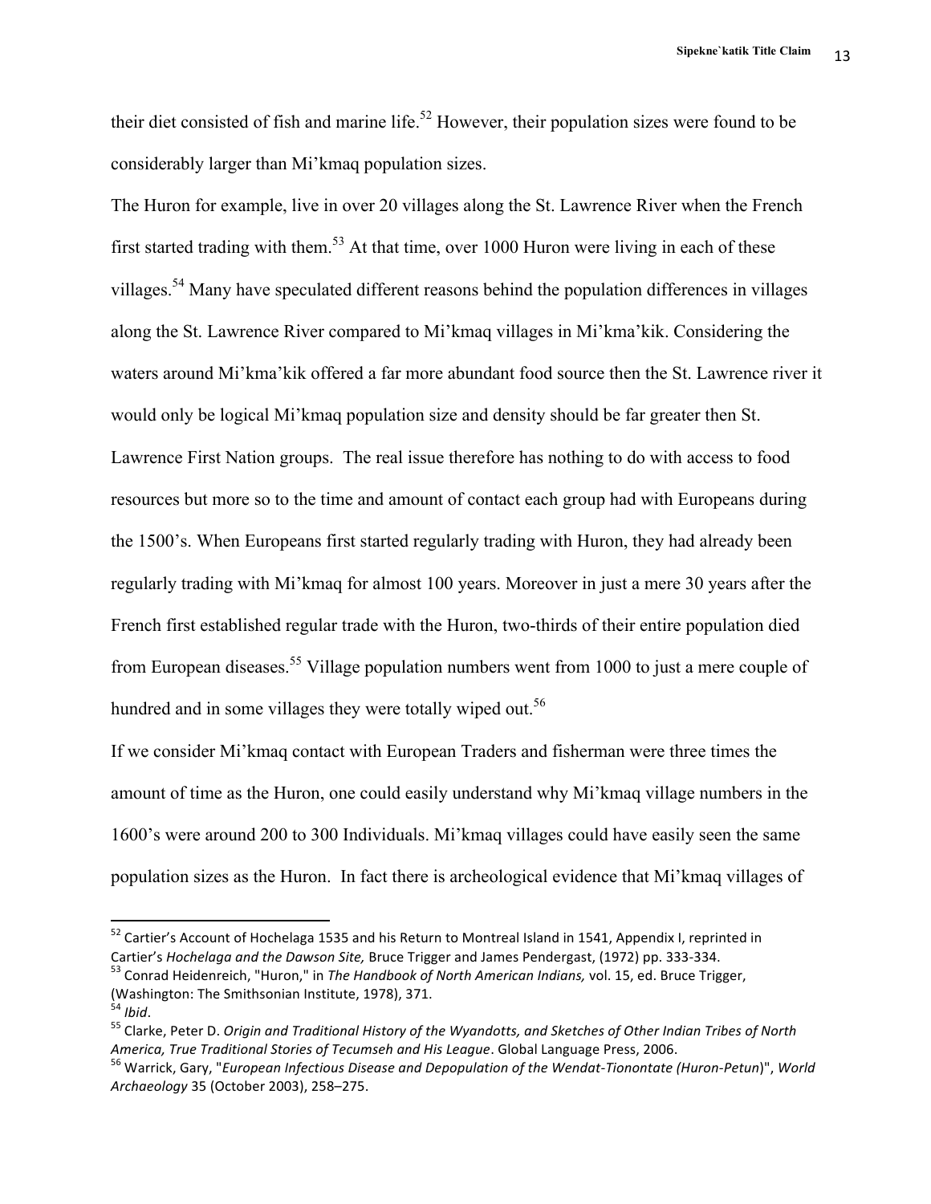their diet consisted of fish and marine life.[52] However, their population sizes were found to be considerably larger than Mi'kmaq population sizes.

The Huron for example, live in over 20 villages along the St. Lawrence River when the French first started trading with them.[53] At that time, over 1000 Huron were living in each of these villages.[54] Many have speculated different reasons behind the population differences in villages along the St. Lawrence River compared to Mi'kmaq villages in Mi'kma'kik. Considering the waters around Mi'kma'kik offered a far more abundant food source then the St. Lawrence river it would only be logical Mi'kmaq population size and density should be far greater then St. Lawrence First Nation groups. The real issue therefore has nothing to do with access to food resources but more so to the time and amount of contact each group had with Europeans during the 1500's. When Europeans first started regularly trading with Huron, they had already been regularly trading with Mi'kmaq for almost 100 years. Moreover in just a mere 30 years after the French first established regular trade with the Huron, two-thirds of their entire population died from European diseases.[55] Village population numbers went from 1000 to just a mere couple of hundred and in some villages they were totally wiped out.[56]

If we consider Mi'kmaq contact with European Traders and fisherman were three times the amount of time as the Huron, one could easily understand why Mi'kmaq village numbers in the 1600's were around 200 to 300 Individuals. Mi'kmaq villages could have easily seen the same population sizes as the Huron. In fact there is archeological evidence that Mi'kmaq villages of

---

[52] Cartier's Account of Hochelaga 1535 and his Return to Montreal Island in 1541, Appendix I, reprinted in Cartier's *Hochelaga and the Dawson Site,* Bruce Trigger and James Pendergast, (1972) pp. 333-334.

[53] Conrad Heidenreich, "Huron," in *The Handbook of North American Indians,* vol. 15, ed. Bruce Trigger, (Washington: The Smithsonian Institute, 1978), 371.

[54] *Ibid*.

[55] Clarke, Peter D. *Origin and Traditional History of the Wyandotts, and Sketches of Other Indian Tribes of North America, True Traditional Stories of Tecumseh and His League*. Global Language Press, 2006.

[56] Warrick, Gary, "*European Infectious Disease and Depopulation of the Wendat-Tionontate (Huron-Petun)*", *World Archaeology* 35 (October 2003), 258–275.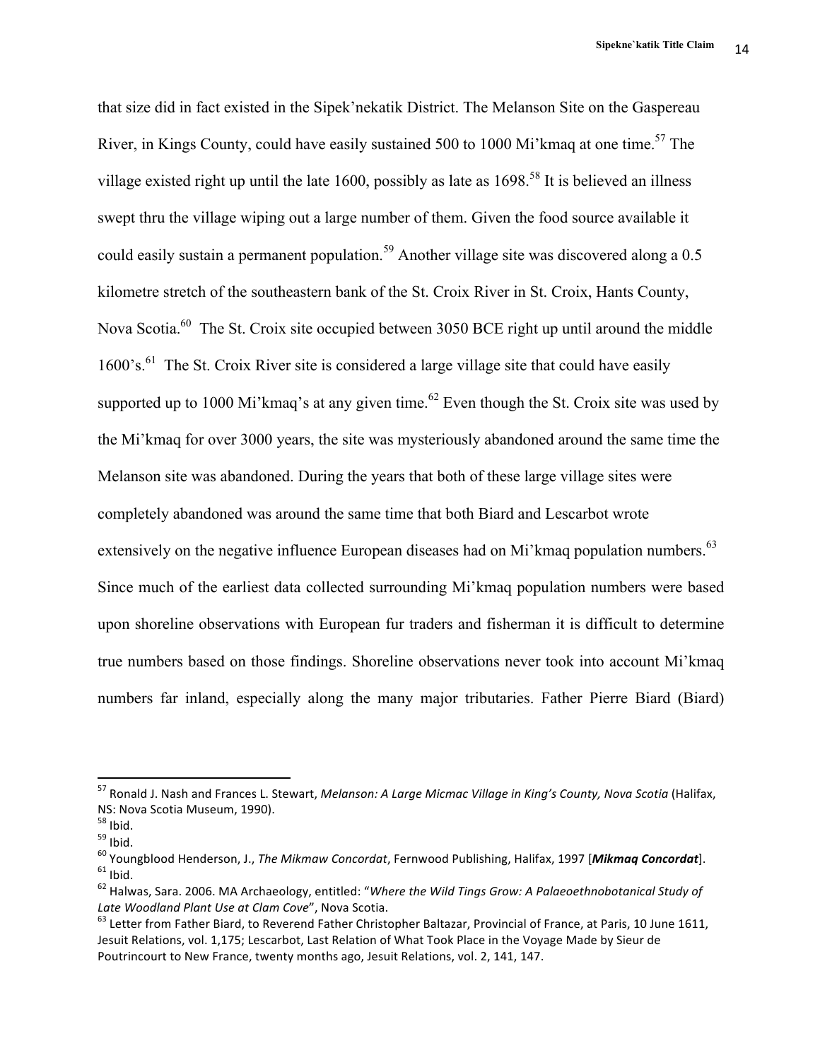that size did in fact existed in the Sipek'nekatik District. The Melanson Site on the Gaspereau River, in Kings County, could have easily sustained 500 to 1000 Mi'kmaq at one time.[57] The village existed right up until the late 1600, possibly as late as 1698.[58] It is believed an illness swept thru the village wiping out a large number of them. Given the food source available it could easily sustain a permanent population.[59] Another village site was discovered along a 0.5 kilometre stretch of the southeastern bank of the St. Croix River in St. Croix, Hants County, Nova Scotia.[60] The St. Croix site occupied between 3050 BCE right up until around the middle 1600's.[61] The St. Croix River site is considered a large village site that could have easily supported up to 1000 Mi'kmaq's at any given time.[62] Even though the St. Croix site was used by the Mi'kmaq for over 3000 years, the site was mysteriously abandoned around the same time the Melanson site was abandoned. During the years that both of these large village sites were completely abandoned was around the same time that both Biard and Lescarbot wrote extensively on the negative influence European diseases had on Mi'kmaq population numbers.[63] Since much of the earliest data collected surrounding Mi'kmaq population numbers were based upon shoreline observations with European fur traders and fisherman it is difficult to determine true numbers based on those findings. Shoreline observations never took into account Mi'kmaq numbers far inland, especially along the many major tributaries. Father Pierre Biard (Biard)

---

[57] Ronald J. Nash and Frances L. Stewart, *Melanson: A Large Micmac Village in King's County, Nova Scotia* (Halifax, NS: Nova Scotia Museum, 1990).
[58] Ibid.
[59] Ibid.
[60] Youngblood Henderson, J., *The Mikmaw Concordat*, Fernwood Publishing, Halifax, 1997 [***Mikmaq Concordat***].
[61] Ibid.
[62] Halwas, Sara. 2006. MA Archaeology, entitled: "*Where the Wild Tings Grow: A Palaeoethnobotanical Study of Late Woodland Plant Use at Clam Cove*", Nova Scotia.
[63] Letter from Father Biard, to Reverend Father Christopher Baltazar, Provincial of France, at Paris, 10 June 1611, Jesuit Relations, vol. 1,175; Lescarbot, Last Relation of What Took Place in the Voyage Made by Sieur de Poutrincourt to New France, twenty months ago, Jesuit Relations, vol. 2, 141, 147.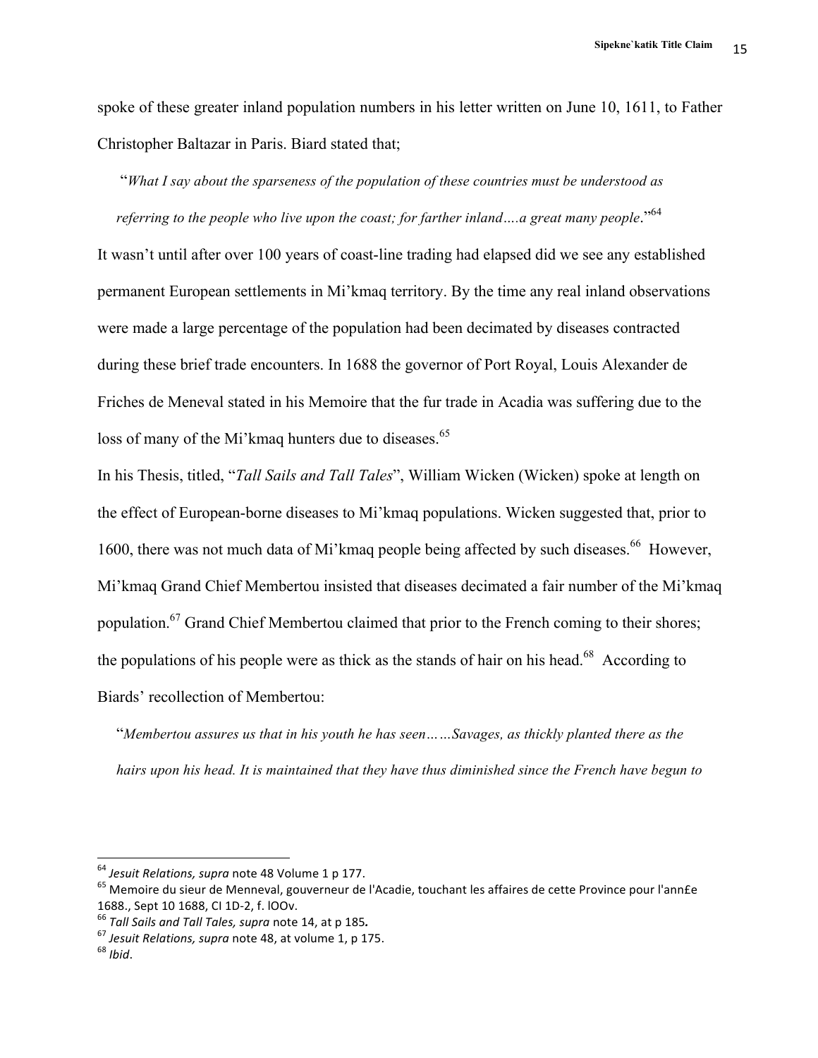spoke of these greater inland population numbers in his letter written on June 10, 1611, to Father Christopher Baltazar in Paris. Biard stated that;

> "*What I say about the sparseness of the population of these countries must be understood as referring to the people who live upon the coast; for farther inland….a great many people*."[64]

It wasn't until after over 100 years of coast-line trading had elapsed did we see any established permanent European settlements in Mi'kmaq territory. By the time any real inland observations were made a large percentage of the population had been decimated by diseases contracted during these brief trade encounters. In 1688 the governor of Port Royal, Louis Alexander de Friches de Meneval stated in his Memoire that the fur trade in Acadia was suffering due to the loss of many of the Mi'kmaq hunters due to diseases.[65]

In his Thesis, titled, "*Tall Sails and Tall Tales*", William Wicken (Wicken) spoke at length on the effect of European-borne diseases to Mi'kmaq populations. Wicken suggested that, prior to 1600, there was not much data of Mi'kmaq people being affected by such diseases.[66] However, Mi'kmaq Grand Chief Membertou insisted that diseases decimated a fair number of the Mi'kmaq population.[67] Grand Chief Membertou claimed that prior to the French coming to their shores; the populations of his people were as thick as the stands of hair on his head.[68] According to Biards' recollection of Membertou:

> "*Membertou assures us that in his youth he has seen……Savages, as thickly planted there as the hairs upon his head. It is maintained that they have thus diminished since the French have begun to*

---

[64] *Jesuit Relations, supra* note 48 Volume 1 p 177.

[65] Memoire du sieur de Menneval, gouverneur de l'Acadie, touchant les affaires de cette Province pour l'ann£e 1688., Sept 10 1688, CI 1D-2, f. lOOv.

[66] *Tall Sails and Tall Tales, supra* note 14, at p 185**.**

[67] *Jesuit Relations, supra* note 48, at volume 1, p 175.

[68] *Ibid*.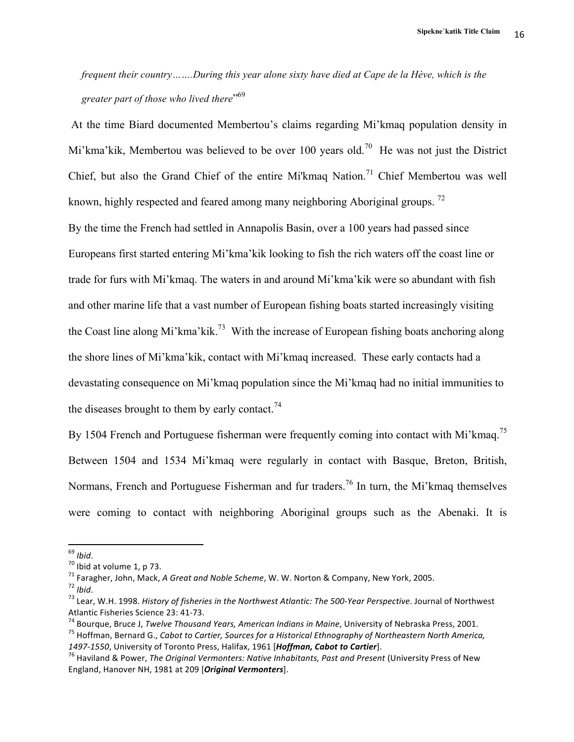*frequent their country…….During this year alone sixty have died at Cape de la Hève, which is the greater part of those who lived there*"[69]

At the time Biard documented Membertou's claims regarding Mi'kmaq population density in Mi'kma'kik, Membertou was believed to be over 100 years old.[70] He was not just the District Chief, but also the Grand Chief of the entire Mi'kmaq Nation.[71] Chief Membertou was well known, highly respected and feared among many neighboring Aboriginal groups.[72]

By the time the French had settled in Annapolis Basin, over a 100 years had passed since Europeans first started entering Mi'kma'kik looking to fish the rich waters off the coast line or trade for furs with Mi'kmaq. The waters in and around Mi'kma'kik were so abundant with fish and other marine life that a vast number of European fishing boats started increasingly visiting the Coast line along Mi'kma'kik.[73] With the increase of European fishing boats anchoring along the shore lines of Mi'kma'kik, contact with Mi'kmaq increased. These early contacts had a devastating consequence on Mi'kmaq population since the Mi'kmaq had no initial immunities to the diseases brought to them by early contact.[74]

By 1504 French and Portuguese fisherman were frequently coming into contact with Mi'kmaq.[75] Between 1504 and 1534 Mi'kmaq were regularly in contact with Basque, Breton, British, Normans, French and Portuguese Fisherman and fur traders.[76] In turn, the Mi'kmaq themselves were coming to contact with neighboring Aboriginal groups such as the Abenaki. It is

---

[69] *Ibid*.

[70] Ibid at volume 1, p 73.

[71] Faragher, John, Mack, *A Great and Noble Scheme*, W. W. Norton & Company, New York, 2005.

[72] *Ibid*.

[73] Lear, W.H. 1998. *History of fisheries in the Northwest Atlantic: The 500-Year Perspective*. Journal of Northwest Atlantic Fisheries Science 23: 41-73.

[74] Bourque, Bruce J, *Twelve Thousand Years, American Indians in Maine*, University of Nebraska Press, 2001.

[75] Hoffman, Bernard G., *Cabot to Cartier, Sources for a Historical Ethnography of Northeastern North America, 1497-1550*, University of Toronto Press, Halifax, 1961 [***Hoffman, Cabot to Cartier***].

[76] Haviland & Power, *The Original Vermonters: Native Inhabitants, Past and Present* (University Press of New England, Hanover NH, 1981 at 209 [***Original Vermonters***].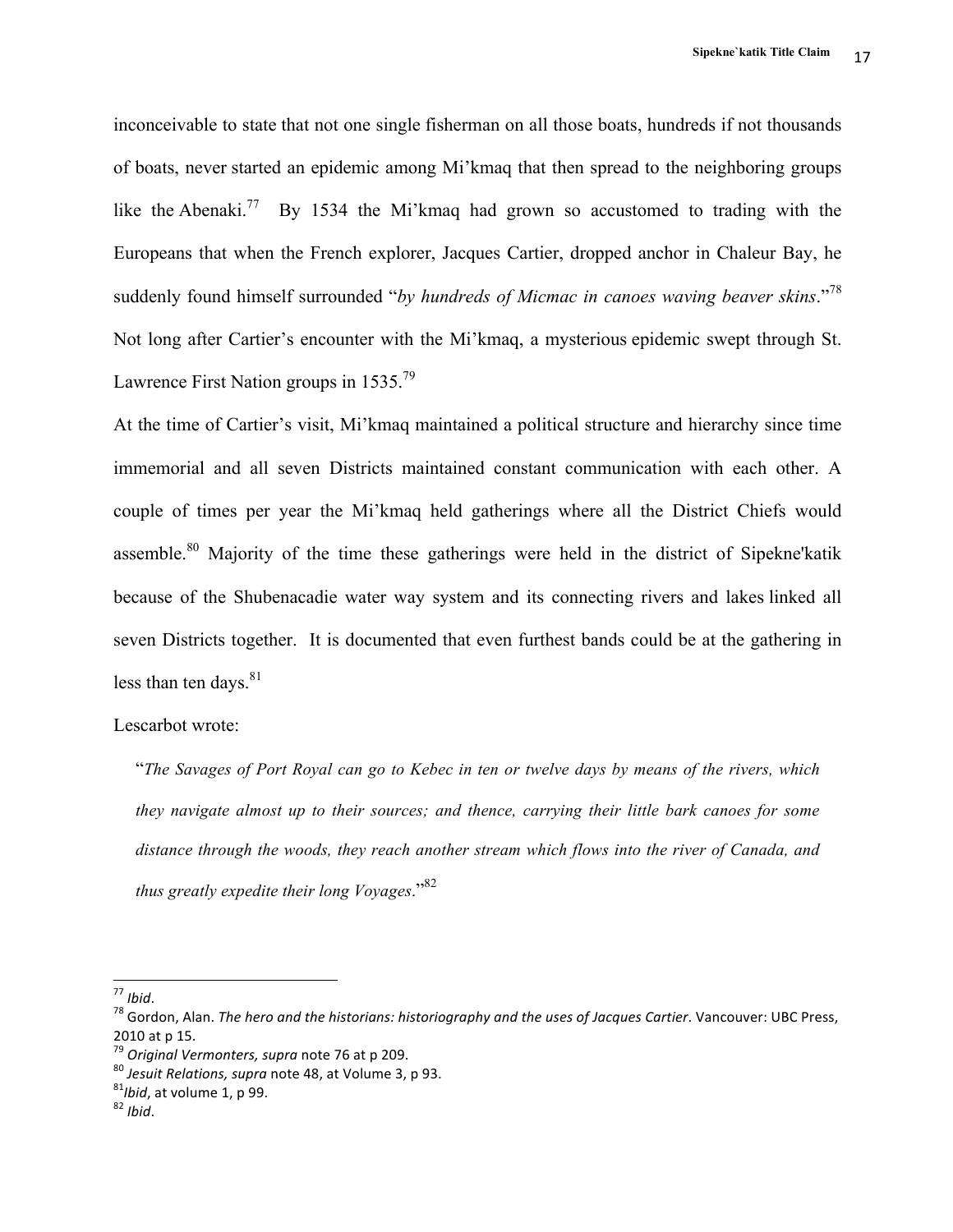inconceivable to state that not one single fisherman on all those boats, hundreds if not thousands of boats, never started an epidemic among Mi'kmaq that then spread to the neighboring groups like the Abenaki.[77] By 1534 the Mi'kmaq had grown so accustomed to trading with the Europeans that when the French explorer, Jacques Cartier, dropped anchor in Chaleur Bay, he suddenly found himself surrounded "*by hundreds of Micmac in canoes waving beaver skins*."[78] Not long after Cartier's encounter with the Mi'kmaq, a mysterious epidemic swept through St. Lawrence First Nation groups in 1535.[79]

At the time of Cartier's visit, Mi'kmaq maintained a political structure and hierarchy since time immemorial and all seven Districts maintained constant communication with each other. A couple of times per year the Mi'kmaq held gatherings where all the District Chiefs would assemble.[80] Majority of the time these gatherings were held in the district of Sipekne'katik because of the Shubenacadie water way system and its connecting rivers and lakes linked all seven Districts together. It is documented that even furthest bands could be at the gathering in less than ten days.[81]

Lescarbot wrote:

> "*The Savages of Port Royal can go to Kebec in ten or twelve days by means of the rivers, which they navigate almost up to their sources; and thence, carrying their little bark canoes for some distance through the woods, they reach another stream which flows into the river of Canada, and thus greatly expedite their long Voyages*."[82]

---

[77] *Ibid*.

[78] Gordon, Alan. *The hero and the historians: historiography and the uses of Jacques Cartier*. Vancouver: UBC Press, 2010 at p 15.

[79] *Original Vermonters, supra* note 76 at p 209.

[80] *Jesuit Relations, supra* note 48, at Volume 3, p 93.

[81] *Ibid*, at volume 1, p 99.

[82] *Ibid*.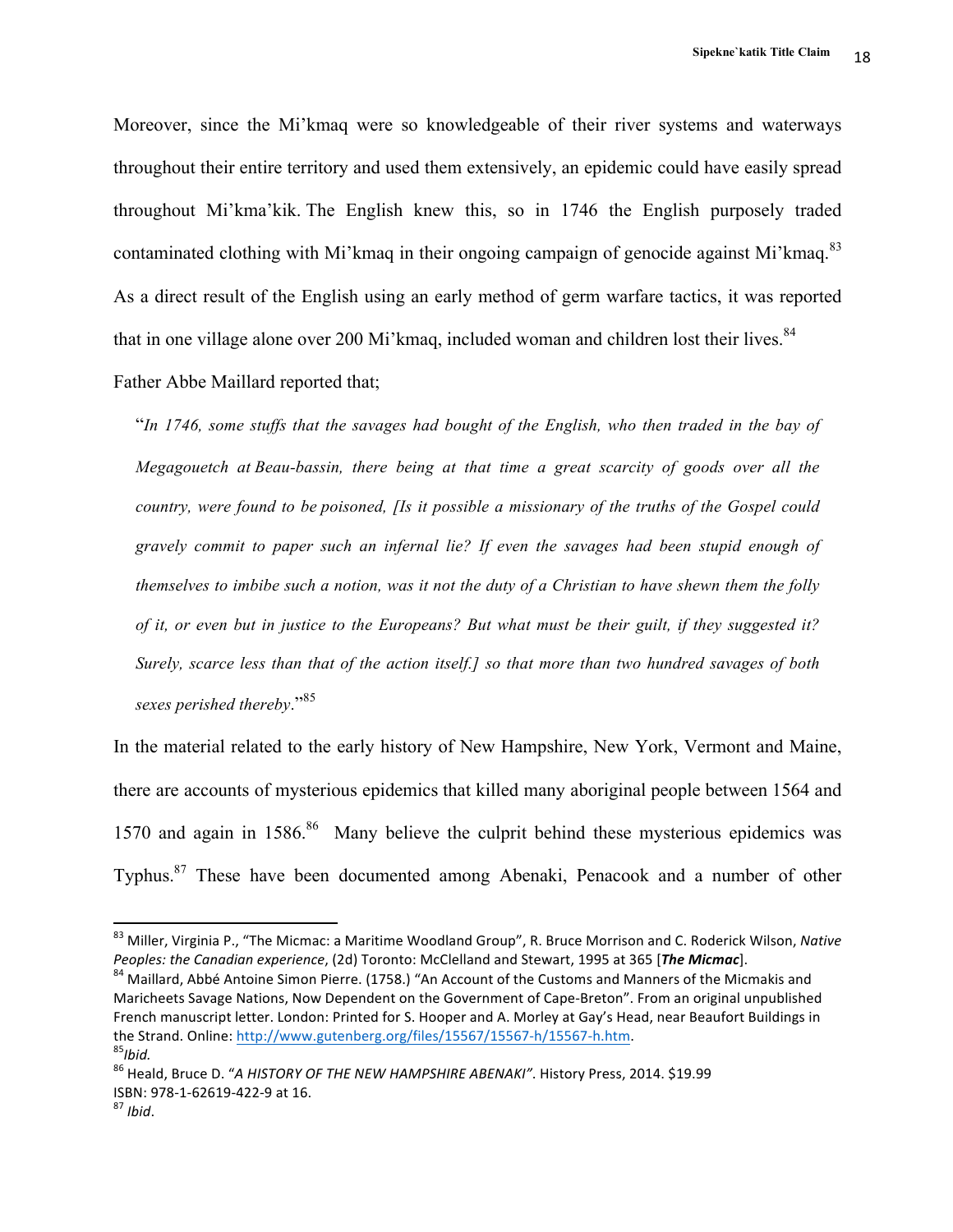Moreover, since the Mi'kmaq were so knowledgeable of their river systems and waterways throughout their entire territory and used them extensively, an epidemic could have easily spread throughout Mi'kma'kik. The English knew this, so in 1746 the English purposely traded contaminated clothing with Mi'kmaq in their ongoing campaign of genocide against Mi'kmaq.[83] As a direct result of the English using an early method of germ warfare tactics, it was reported that in one village alone over 200 Mi'kmaq, included woman and children lost their lives.[84]

Father Abbe Maillard reported that;

> "*In 1746, some stuffs that the savages had bought of the English, who then traded in the bay of Megagouetch at Beau-bassin, there being at that time a great scarcity of goods over all the country, were found to be poisoned, [Is it possible a missionary of the truths of the Gospel could gravely commit to paper such an infernal lie? If even the savages had been stupid enough of themselves to imbibe such a notion, was it not the duty of a Christian to have shewn them the folly of it, or even but in justice to the Europeans? But what must be their guilt, if they suggested it? Surely, scarce less than that of the action itself.] so that more than two hundred savages of both sexes perished thereby*."[85]

In the material related to the early history of New Hampshire, New York, Vermont and Maine, there are accounts of mysterious epidemics that killed many aboriginal people between 1564 and 1570 and again in 1586.[86] Many believe the culprit behind these mysterious epidemics was Typhus.[87] These have been documented among Abenaki, Penacook and a number of other

---

[83] Miller, Virginia P., "The Micmac: a Maritime Woodland Group", R. Bruce Morrison and C. Roderick Wilson, *Native Peoples: the Canadian experience*, (2d) Toronto: McClelland and Stewart, 1995 at 365 [***The Micmac***].

[84] Maillard, Abbé Antoine Simon Pierre. (1758.) "An Account of the Customs and Manners of the Micmakis and Maricheets Savage Nations, Now Dependent on the Government of Cape-Breton". From an original unpublished French manuscript letter. London: Printed for S. Hooper and A. Morley at Gay's Head, near Beaufort Buildings in the Strand. Online: http://www.gutenberg.org/files/15567/15567-h/15567-h.htm.

[85] *Ibid.*

[86] Heald, Bruce D. "*A HISTORY OF THE NEW HAMPSHIRE ABENAKI"*. History Press, 2014. $19.99 ISBN: 978-1-62619-422-9 at 16.

[87] *Ibid*.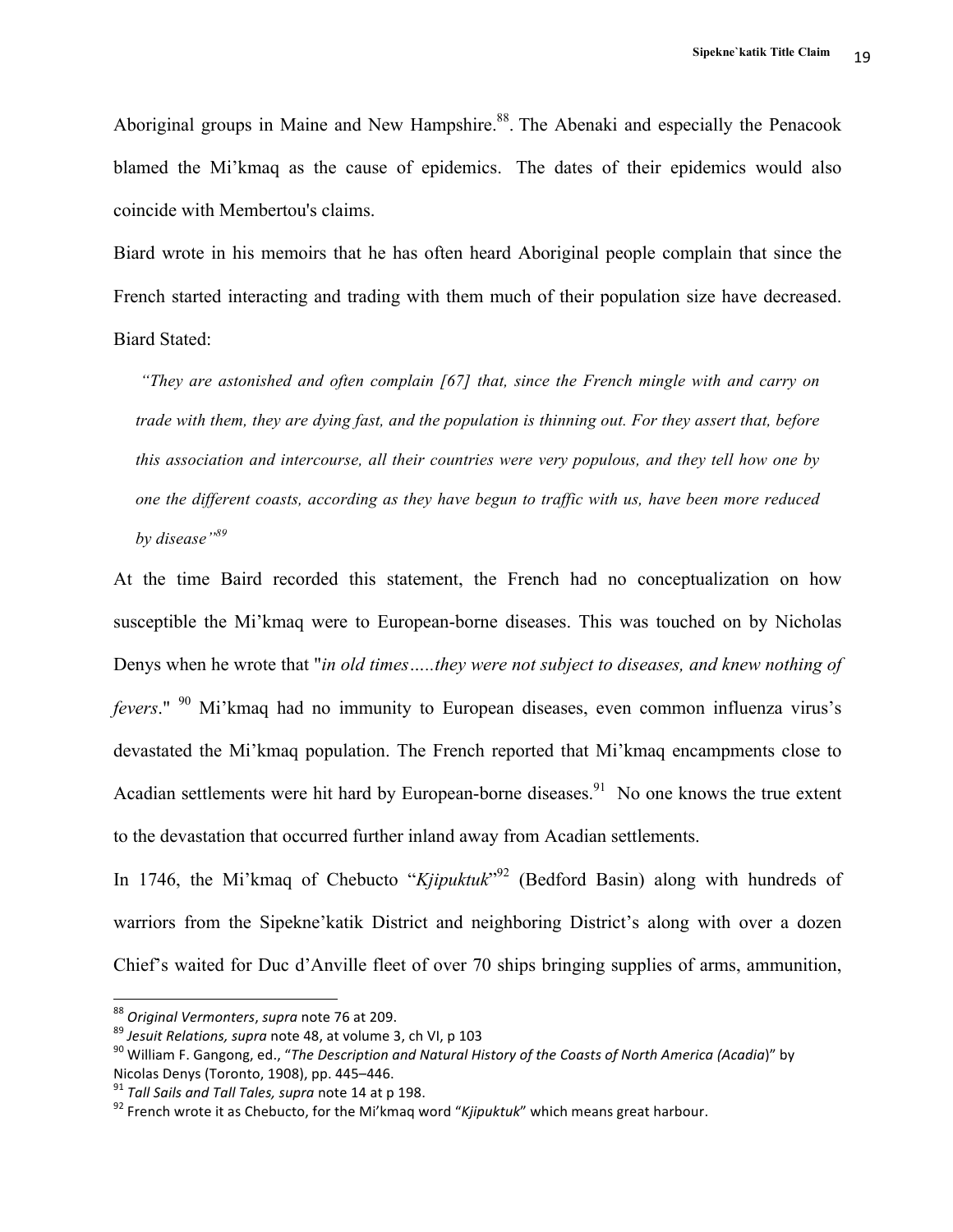Aboriginal groups in Maine and New Hampshire.[88]. The Abenaki and especially the Penacook blamed the Mi'kmaq as the cause of epidemics. The dates of their epidemics would also coincide with Membertou's claims.

Biard wrote in his memoirs that he has often heard Aboriginal people complain that since the French started interacting and trading with them much of their population size have decreased. Biard Stated:

> *"They are astonished and often complain [67] that, since the French mingle with and carry on trade with them, they are dying fast, and the population is thinning out. For they assert that, before this association and intercourse, all their countries were very populous, and they tell how one by one the different coasts, according as they have begun to traffic with us, have been more reduced by disease"*[89]

At the time Baird recorded this statement, the French had no conceptualization on how susceptible the Mi'kmaq were to European-borne diseases. This was touched on by Nicholas Denys when he wrote that "*in old times…..they were not subject to diseases, and knew nothing of fevers*." [90] Mi'kmaq had no immunity to European diseases, even common influenza virus's devastated the Mi'kmaq population. The French reported that Mi'kmaq encampments close to Acadian settlements were hit hard by European-borne diseases.[91] No one knows the true extent to the devastation that occurred further inland away from Acadian settlements.

In 1746, the Mi'kmaq of Chebucto "*Kjipuktuk*"[92] (Bedford Basin) along with hundreds of warriors from the Sipekne'katik District and neighboring District's along with over a dozen Chief's waited for Duc d'Anville fleet of over 70 ships bringing supplies of arms, ammunition,

---

[88] *Original Vermonters*, *supra* note 76 at 209.

[89] *Jesuit Relations, supra* note 48, at volume 3, ch VI, p 103

[90] William F. Gangong, ed., "*The Description and Natural History of the Coasts of North America (Acadia)*" by Nicolas Denys (Toronto, 1908), pp. 445–446.

[91] *Tall Sails and Tall Tales, supra* note 14 at p 198.

[92] French wrote it as Chebucto, for the Mi'kmaq word "*Kjipuktuk*" which means great harbour.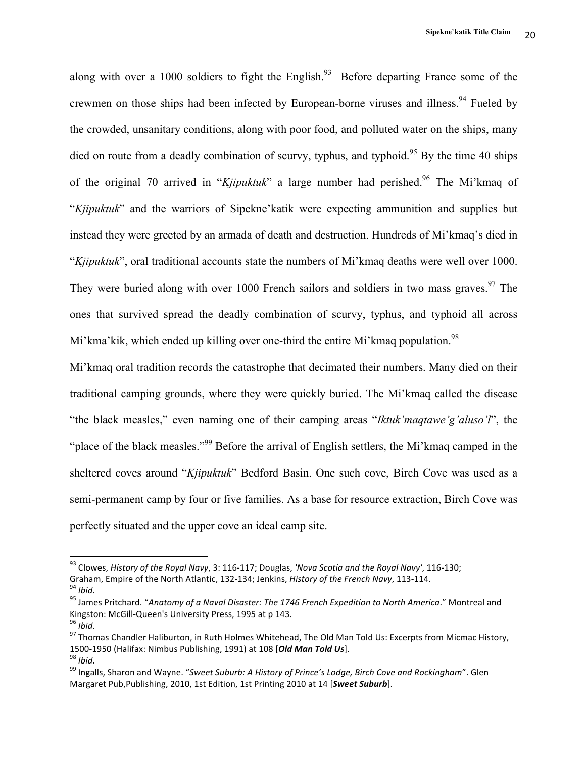along with over a 1000 soldiers to fight the English.[93] Before departing France some of the crewmen on those ships had been infected by European-borne viruses and illness.[94] Fueled by the crowded, unsanitary conditions, along with poor food, and polluted water on the ships, many died on route from a deadly combination of scurvy, typhus, and typhoid.[95] By the time 40 ships of the original 70 arrived in "*Kjipuktuk*" a large number had perished.[96] The Mi'kmaq of "*Kjipuktuk*" and the warriors of Sipekne'katik were expecting ammunition and supplies but instead they were greeted by an armada of death and destruction. Hundreds of Mi'kmaq's died in "*Kjipuktuk*", oral traditional accounts state the numbers of Mi'kmaq deaths were well over 1000. They were buried along with over 1000 French sailors and soldiers in two mass graves.[97] The ones that survived spread the deadly combination of scurvy, typhus, and typhoid all across Mi'kma'kik, which ended up killing over one-third the entire Mi'kmaq population.[98]

Mi'kmaq oral tradition records the catastrophe that decimated their numbers. Many died on their traditional camping grounds, where they were quickly buried. The Mi'kmaq called the disease "the black measles," even naming one of their camping areas "*Iktuk'maqtawe'g'aluso'l*", the "place of the black measles."[99] Before the arrival of English settlers, the Mi'kmaq camped in the sheltered coves around "*Kjipuktuk*" Bedford Basin. One such cove, Birch Cove was used as a semi-permanent camp by four or five families. As a base for resource extraction, Birch Cove was perfectly situated and the upper cove an ideal camp site.

---

[93] Clowes, *History of the Royal Navy*, 3: 116-117; Douglas, *'Nova Scotia and the Royal Navy'*, 116-130; Graham, Empire of the North Atlantic, 132-134; Jenkins, *History of the French Navy*, 113-114.

[94] *Ibid*.

[95] James Pritchard. "*Anatomy of a Naval Disaster: The 1746 French Expedition to North America*." Montreal and Kingston: McGill-Queen's University Press, 1995 at p 143.

[96] *Ibid*.

[97] Thomas Chandler Haliburton, in Ruth Holmes Whitehead, The Old Man Told Us: Excerpts from Micmac History, 1500-1950 (Halifax: Nimbus Publishing, 1991) at 108 [***Old Man Told Us***].

[98] *Ibid.*

[99] Ingalls, Sharon and Wayne. "*Sweet Suburb: A History of Prince's Lodge, Birch Cove and Rockingham*". Glen Margaret Pub,Publishing, 2010, 1st Edition, 1st Printing 2010 at 14 [***Sweet Suburb***].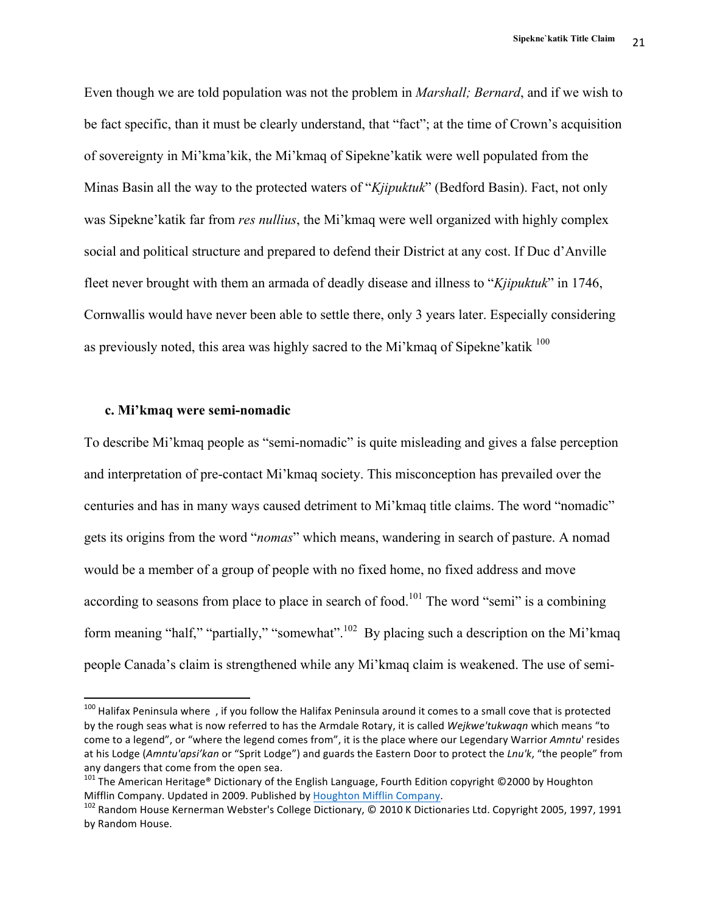Even though we are told population was not the problem in *Marshall; Bernard*, and if we wish to be fact specific, than it must be clearly understand, that "fact"; at the time of Crown's acquisition of sovereignty in Mi'kma'kik, the Mi'kmaq of Sipekne'katik were well populated from the Minas Basin all the way to the protected waters of "*Kjipuktuk*" (Bedford Basin). Fact, not only was Sipekne'katik far from *res nullius*, the Mi'kmaq were well organized with highly complex social and political structure and prepared to defend their District at any cost. If Duc d'Anville fleet never brought with them an armada of deadly disease and illness to "*Kjipuktuk*" in 1746, Cornwallis would have never been able to settle there, only 3 years later. Especially considering as previously noted, this area was highly sacred to the Mi'kmaq of Sipekne'katik [100]

### c. Mi'kmaq were semi-nomadic

To describe Mi'kmaq people as "semi-nomadic" is quite misleading and gives a false perception and interpretation of pre-contact Mi'kmaq society. This misconception has prevailed over the centuries and has in many ways caused detriment to Mi'kmaq title claims. The word "nomadic" gets its origins from the word "*nomas*" which means, wandering in search of pasture. A nomad would be a member of a group of people with no fixed home, no fixed address and move according to seasons from place to place in search of food.[101] The word "semi" is a combining form meaning "half," "partially," "somewhat".[102] By placing such a description on the Mi'kmaq people Canada's claim is strengthened while any Mi'kmaq claim is weakened. The use of semi-

---

[100] Halifax Peninsula where , if you follow the Halifax Peninsula around it comes to a small cove that is protected by the rough seas what is now referred to has the Armdale Rotary, it is called *Wejkwe'tukwaqn* which means "to come to a legend", or "where the legend comes from", it is the place where our Legendary Warrior *Amntu*' resides at his Lodge (*Amntu'apsi'kan* or "Sprit Lodge") and guards the Eastern Door to protect the *Lnu'k*, "the people" from any dangers that come from the open sea.

[101] The American Heritage® Dictionary of the English Language, Fourth Edition copyright ©2000 by Houghton Mifflin Company. Updated in 2009. Published by Houghton Mifflin Company.

[102] Random House Kernerman Webster's College Dictionary, © 2010 K Dictionaries Ltd. Copyright 2005, 1997, 1991 by Random House.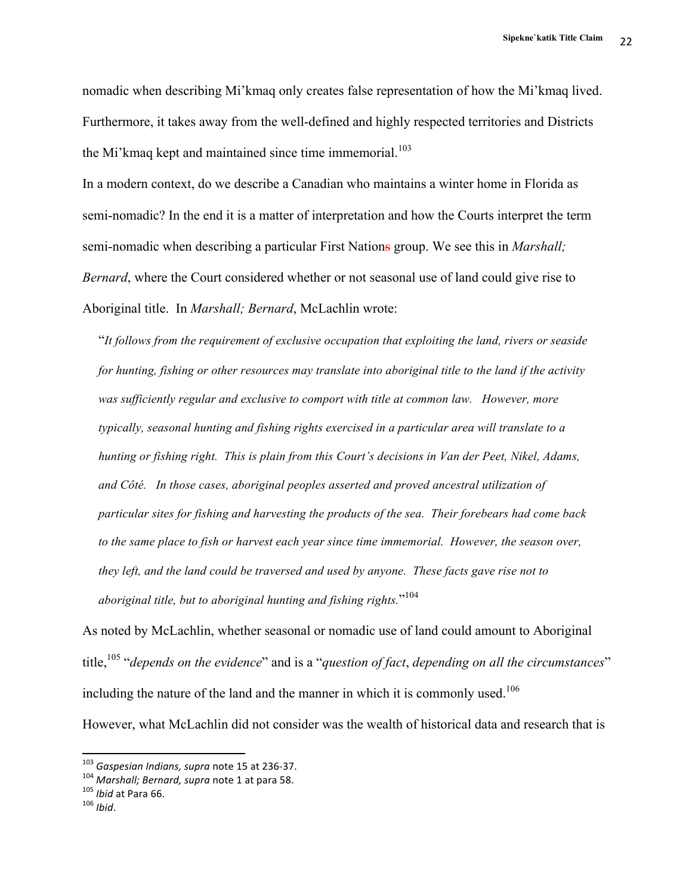nomadic when describing Mi'kmaq only creates false representation of how the Mi'kmaq lived. Furthermore, it takes away from the well-defined and highly respected territories and Districts the Mi'kmaq kept and maintained since time immemorial.[103]

In a modern context, do we describe a Canadian who maintains a winter home in Florida as semi-nomadic? In the end it is a matter of interpretation and how the Courts interpret the term semi-nomadic when describing a particular First Nations group. We see this in *Marshall; Bernard*, where the Court considered whether or not seasonal use of land could give rise to Aboriginal title. In *Marshall; Bernard*, McLachlin wrote:

> "*It follows from the requirement of exclusive occupation that exploiting the land, rivers or seaside for hunting, fishing or other resources may translate into aboriginal title to the land if the activity was sufficiently regular and exclusive to comport with title at common law. However, more typically, seasonal hunting and fishing rights exercised in a particular area will translate to a hunting or fishing right. This is plain from this Court's decisions in Van der Peet, Nikel, Adams, and Côté. In those cases, aboriginal peoples asserted and proved ancestral utilization of particular sites for fishing and harvesting the products of the sea. Their forebears had come back to the same place to fish or harvest each year since time immemorial. However, the season over, they left, and the land could be traversed and used by anyone. These facts gave rise not to aboriginal title, but to aboriginal hunting and fishing rights.*"[104]

As noted by McLachlin, whether seasonal or nomadic use of land could amount to Aboriginal title,[105] "*depends on the evidence*" and is a "*question of fact*, *depending on all the circumstances*" including the nature of the land and the manner in which it is commonly used.[106]

However, what McLachlin did not consider was the wealth of historical data and research that is

---

[103] *Gaspesian Indians, supra* note 15 at 236-37.

[104] *Marshall; Bernard, supra* note 1 at para 58.

[105] *Ibid* at Para 66.

[106] *Ibid*.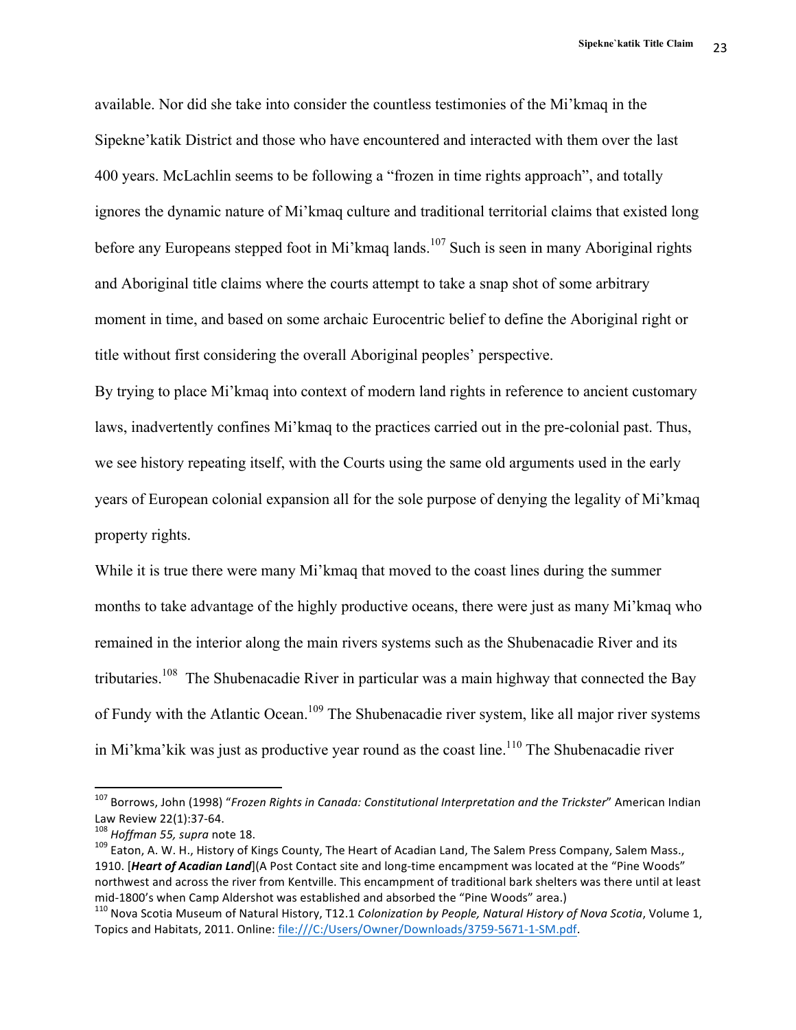available. Nor did she take into consider the countless testimonies of the Mi'kmaq in the Sipekne'katik District and those who have encountered and interacted with them over the last 400 years. McLachlin seems to be following a "frozen in time rights approach", and totally ignores the dynamic nature of Mi'kmaq culture and traditional territorial claims that existed long before any Europeans stepped foot in Mi'kmaq lands.[107] Such is seen in many Aboriginal rights and Aboriginal title claims where the courts attempt to take a snap shot of some arbitrary moment in time, and based on some archaic Eurocentric belief to define the Aboriginal right or title without first considering the overall Aboriginal peoples' perspective.

By trying to place Mi'kmaq into context of modern land rights in reference to ancient customary laws, inadvertently confines Mi'kmaq to the practices carried out in the pre-colonial past. Thus, we see history repeating itself, with the Courts using the same old arguments used in the early years of European colonial expansion all for the sole purpose of denying the legality of Mi'kmaq property rights.

While it is true there were many Mi'kmaq that moved to the coast lines during the summer months to take advantage of the highly productive oceans, there were just as many Mi'kmaq who remained in the interior along the main rivers systems such as the Shubenacadie River and its tributaries.[108] The Shubenacadie River in particular was a main highway that connected the Bay of Fundy with the Atlantic Ocean.[109] The Shubenacadie river system, like all major river systems in Mi'kma'kik was just as productive year round as the coast line.[110] The Shubenacadie river

---

[107] Borrows, John (1998) "*Frozen Rights in Canada: Constitutional Interpretation and the Trickster*" American Indian Law Review 22(1):37-64.

[108] *Hoffman 55, supra* note 18.

[109] Eaton, A. W. H., History of Kings County, The Heart of Acadian Land, The Salem Press Company, Salem Mass., 1910. [***Heart of Acadian Land***](A Post Contact site and long-time encampment was located at the "Pine Woods" northwest and across the river from Kentville. This encampment of traditional bark shelters was there until at least mid-1800's when Camp Aldershot was established and absorbed the "Pine Woods" area.)

[110] Nova Scotia Museum of Natural History, T12.1 *Colonization by People, Natural History of Nova Scotia*, Volume 1, Topics and Habitats, 2011. Online: file:///C:/Users/Owner/Downloads/3759-5671-1-SM.pdf.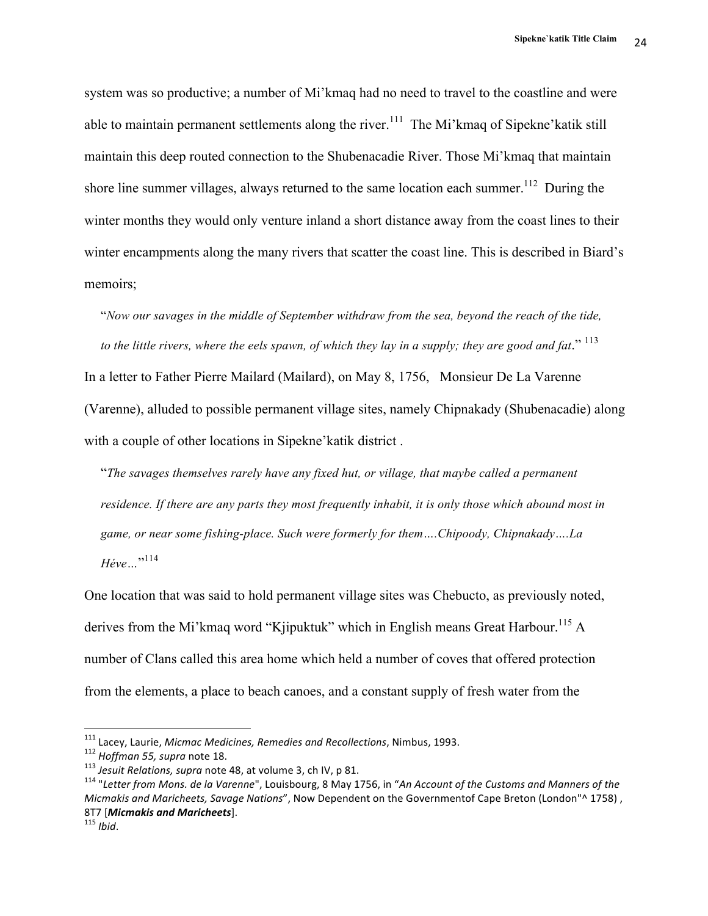system was so productive; a number of Mi'kmaq had no need to travel to the coastline and were able to maintain permanent settlements along the river.[111] The Mi'kmaq of Sipekne'katik still maintain this deep routed connection to the Shubenacadie River. Those Mi'kmaq that maintain shore line summer villages, always returned to the same location each summer.[112] During the winter months they would only venture inland a short distance away from the coast lines to their winter encampments along the many rivers that scatter the coast line. This is described in Biard's memoirs;

> "*Now our savages in the middle of September withdraw from the sea, beyond the reach of the tide, to the little rivers, where the eels spawn, of which they lay in a supply; they are good and fat*." [113]

In a letter to Father Pierre Mailard (Mailard), on May 8, 1756, Monsieur De La Varenne (Varenne), alluded to possible permanent village sites, namely Chipnakady (Shubenacadie) along with a couple of other locations in Sipekne'katik district .

> "*The savages themselves rarely have any fixed hut, or village, that maybe called a permanent residence. If there are any parts they most frequently inhabit, it is only those which abound most in game, or near some fishing-place. Such were formerly for them….Chipoody, Chipnakady….La Héve…*"[114]

One location that was said to hold permanent village sites was Chebucto, as previously noted, derives from the Mi'kmaq word "Kjipuktuk" which in English means Great Harbour.[115] A number of Clans called this area home which held a number of coves that offered protection from the elements, a place to beach canoes, and a constant supply of fresh water from the

---

[111] Lacey, Laurie, *Micmac Medicines, Remedies and Recollections*, Nimbus, 1993.

[112] *Hoffman 55, supra* note 18.

[113] *Jesuit Relations, supra* note 48, at volume 3, ch IV, p 81.

[114] "*Letter from Mons. de la Varenne*", Louisbourg, 8 May 1756, in "*An Account of the Customs and Manners of the Micmakis and Maricheets, Savage Nations*", Now Dependent on the Governmentof Cape Breton (London"^ 1758) , 8T7 [***Micmakis and Maricheets***].

[115] *Ibid*.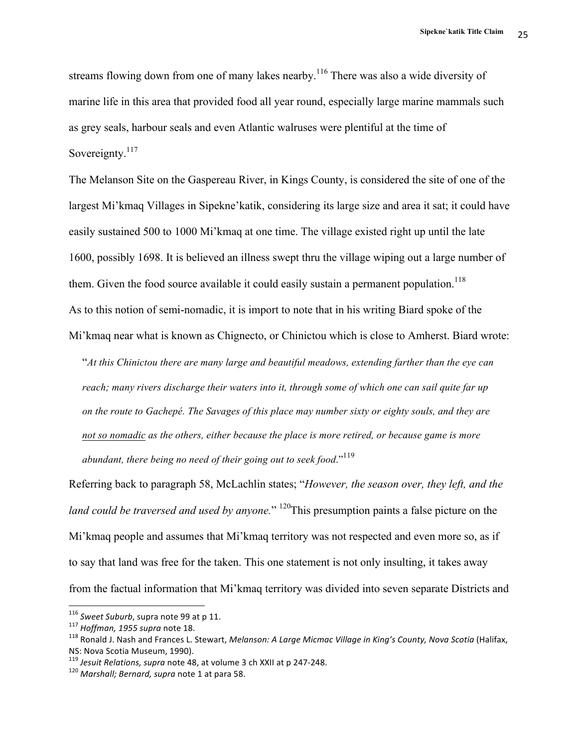streams flowing down from one of many lakes nearby.[116] There was also a wide diversity of marine life in this area that provided food all year round, especially large marine mammals such as grey seals, harbour seals and even Atlantic walruses were plentiful at the time of Sovereignty.[117]

The Melanson Site on the Gaspereau River, in Kings County, is considered the site of one of the largest Mi'kmaq Villages in Sipekne'katik, considering its large size and area it sat; it could have easily sustained 500 to 1000 Mi'kmaq at one time. The village existed right up until the late 1600, possibly 1698. It is believed an illness swept thru the village wiping out a large number of them. Given the food source available it could easily sustain a permanent population.[118]

As to this notion of semi-nomadic, it is import to note that in his writing Biard spoke of the Mi'kmaq near what is known as Chignecto, or Chinictou which is close to Amherst. Biard wrote:

> "*At this Chinictou there are many large and beautiful meadows, extending farther than the eye can reach; many rivers discharge their waters into it, through some of which one can sail quite far up on the route to Gachepé. The Savages of this place may number sixty or eighty souls, and they are* <u>*not so nomadic*</u> *as the others, either because the place is more retired, or because game is more abundant, there being no need of their going out to seek food*."[119]

Referring back to paragraph 58, McLachlin states; "*However, the season over, they left, and the land could be traversed and used by anyone.*" [120]This presumption paints a false picture on the Mi'kmaq people and assumes that Mi'kmaq territory was not respected and even more so, as if to say that land was free for the taken. This one statement is not only insulting, it takes away from the factual information that Mi'kmaq territory was divided into seven separate Districts and

---

[116] *Sweet Suburb*, supra note 99 at p 11.

[117] *Hoffman, 1955 supra* note 18.

[118] Ronald J. Nash and Frances L. Stewart, *Melanson: A Large Micmac Village in King's County, Nova Scotia* (Halifax, NS: Nova Scotia Museum, 1990).

[119] *Jesuit Relations, supra* note 48, at volume 3 ch XXII at p 247-248.

[120] *Marshall; Bernard, supra* note 1 at para 58.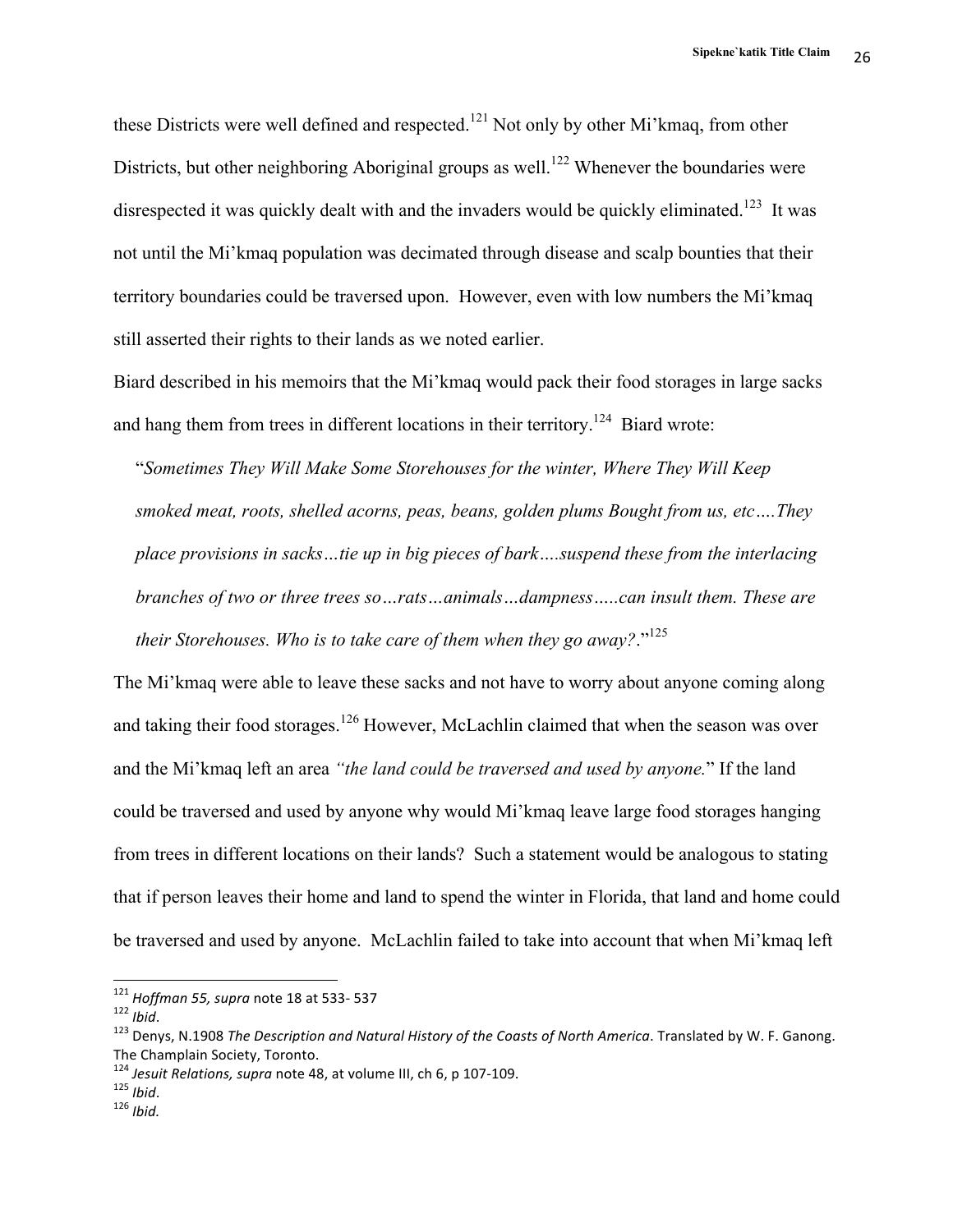these Districts were well defined and respected.[121] Not only by other Mi'kmaq, from other Districts, but other neighboring Aboriginal groups as well.[122] Whenever the boundaries were disrespected it was quickly dealt with and the invaders would be quickly eliminated.[123] It was not until the Mi'kmaq population was decimated through disease and scalp bounties that their territory boundaries could be traversed upon. However, even with low numbers the Mi'kmaq still asserted their rights to their lands as we noted earlier.

Biard described in his memoirs that the Mi'kmaq would pack their food storages in large sacks and hang them from trees in different locations in their territory.[124] Biard wrote:

> "*Sometimes They Will Make Some Storehouses for the winter, Where They Will Keep smoked meat, roots, shelled acorns, peas, beans, golden plums Bought from us, etc….They place provisions in sacks…tie up in big pieces of bark…..suspend these from the interlacing branches of two or three trees so…rats…animals…dampness…..can insult them. These are their Storehouses. Who is to take care of them when they go away?*."[125]

The Mi'kmaq were able to leave these sacks and not have to worry about anyone coming along and taking their food storages.[126] However, McLachlin claimed that when the season was over and the Mi'kmaq left an area *"the land could be traversed and used by anyone.*" If the land could be traversed and used by anyone why would Mi'kmaq leave large food storages hanging from trees in different locations on their lands? Such a statement would be analogous to stating that if person leaves their home and land to spend the winter in Florida, that land and home could be traversed and used by anyone. McLachlin failed to take into account that when Mi'kmaq left

---

[121] *Hoffman 55, supra* note 18 at 533- 537
[122] *Ibid*.
[123] Denys, N.1908 *The Description and Natural History of the Coasts of North America*. Translated by W. F. Ganong. The Champlain Society, Toronto.
[124] *Jesuit Relations, supra* note 48, at volume III, ch 6, p 107-109.
[125] *Ibid*.
[126] *Ibid.*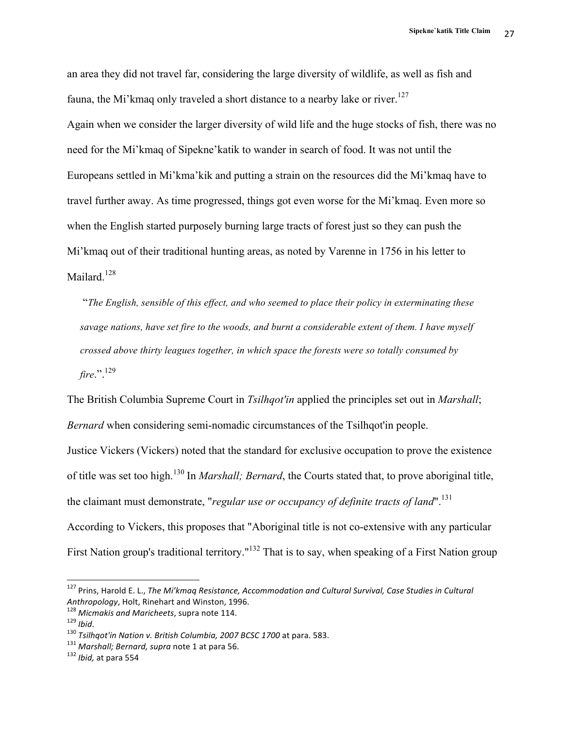an area they did not travel far, considering the large diversity of wildlife, as well as fish and fauna, the Mi'kmaq only traveled a short distance to a nearby lake or river.[127]

Again when we consider the larger diversity of wild life and the huge stocks of fish, there was no need for the Mi'kmaq of Sipekne'katik to wander in search of food. It was not until the Europeans settled in Mi'kma'kik and putting a strain on the resources did the Mi'kmaq have to travel further away. As time progressed, things got even worse for the Mi'kmaq. Even more so when the English started purposely burning large tracts of forest just so they can push the Mi'kmaq out of their traditional hunting areas, as noted by Varenne in 1756 in his letter to Mailard.[128]

> "*The English, sensible of this effect, and who seemed to place their policy in exterminating these savage nations, have set fire to the woods, and burnt a considerable extent of them. I have myself crossed above thirty leagues together, in which space the forests were so totally consumed by fire*.".[129]

The British Columbia Supreme Court in *Tsilhqot'in* applied the principles set out in *Marshall*; *Bernard* when considering semi-nomadic circumstances of the Tsilhqot'in people.

Justice Vickers (Vickers) noted that the standard for exclusive occupation to prove the existence of title was set too high.[130] In *Marshall; Bernard*, the Courts stated that, to prove aboriginal title, the claimant must demonstrate, "*regular use or occupancy of definite tracts of land*".[131] According to Vickers, this proposes that "Aboriginal title is not co-extensive with any particular First Nation group's traditional territory."[132] That is to say, when speaking of a First Nation group

---

[127] Prins, Harold E. L., *The Mi'kmaq Resistance, Accommodation and Cultural Survival, Case Studies in Cultural Anthropology*, Holt, Rinehart and Winston, 1996.

[128] *Micmakis and Maricheets*, supra note 114.

[129] *Ibid*.

[130] *Tsilhqot'in Nation v. British Columbia, 2007 BCSC 1700* at para. 583.

[131] *Marshall; Bernard, supra* note 1 at para 56.

[132] *Ibid,* at para 554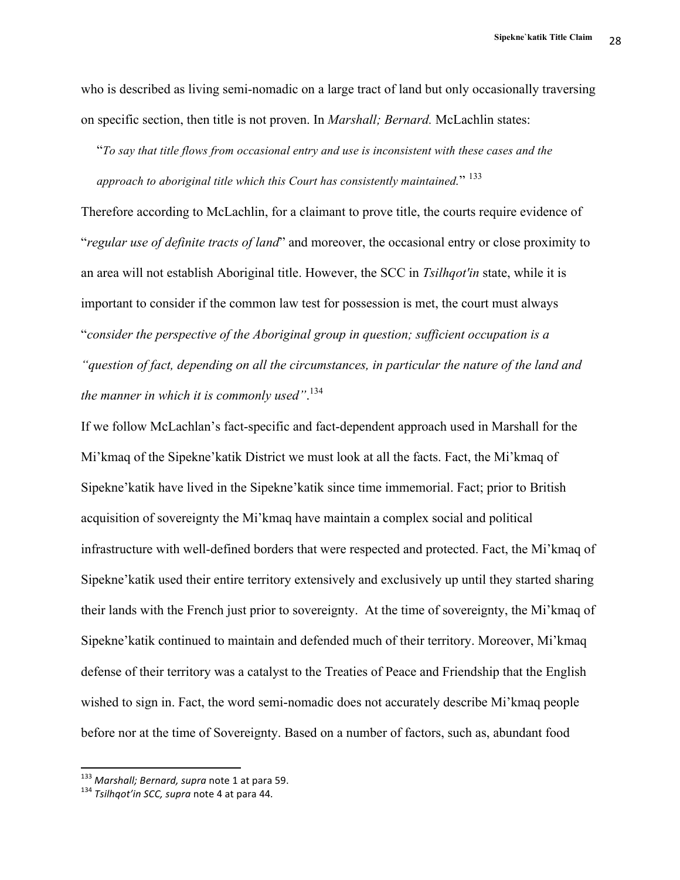who is described as living semi-nomadic on a large tract of land but only occasionally traversing on specific section, then title is not proven. In *Marshall; Bernard.* McLachlin states:

> "*To say that title flows from occasional entry and use is inconsistent with these cases and the approach to aboriginal title which this Court has consistently maintained.*" [133]

Therefore according to McLachlin, for a claimant to prove title, the courts require evidence of "*regular use of definite tracts of land*" and moreover, the occasional entry or close proximity to an area will not establish Aboriginal title. However, the SCC in *Tsilhqot'in* state, while it is important to consider if the common law test for possession is met, the court must always "*consider the perspective of the Aboriginal group in question; sufficient occupation is a "question of fact, depending on all the circumstances, in particular the nature of the land and the manner in which it is commonly used"*.[134]

If we follow McLachlan's fact-specific and fact-dependent approach used in Marshall for the Mi'kmaq of the Sipekne'katik District we must look at all the facts. Fact, the Mi'kmaq of Sipekne'katik have lived in the Sipekne'katik since time immemorial. Fact; prior to British acquisition of sovereignty the Mi'kmaq have maintain a complex social and political infrastructure with well-defined borders that were respected and protected. Fact, the Mi'kmaq of Sipekne'katik used their entire territory extensively and exclusively up until they started sharing their lands with the French just prior to sovereignty. At the time of sovereignty, the Mi'kmaq of Sipekne'katik continued to maintain and defended much of their territory. Moreover, Mi'kmaq defense of their territory was a catalyst to the Treaties of Peace and Friendship that the English wished to sign in. Fact, the word semi-nomadic does not accurately describe Mi'kmaq people before nor at the time of Sovereignty. Based on a number of factors, such as, abundant food

---

[133] *Marshall; Bernard, supra* note 1 at para 59.

[134] *Tsilhqot'in SCC, supra* note 4 at para 44.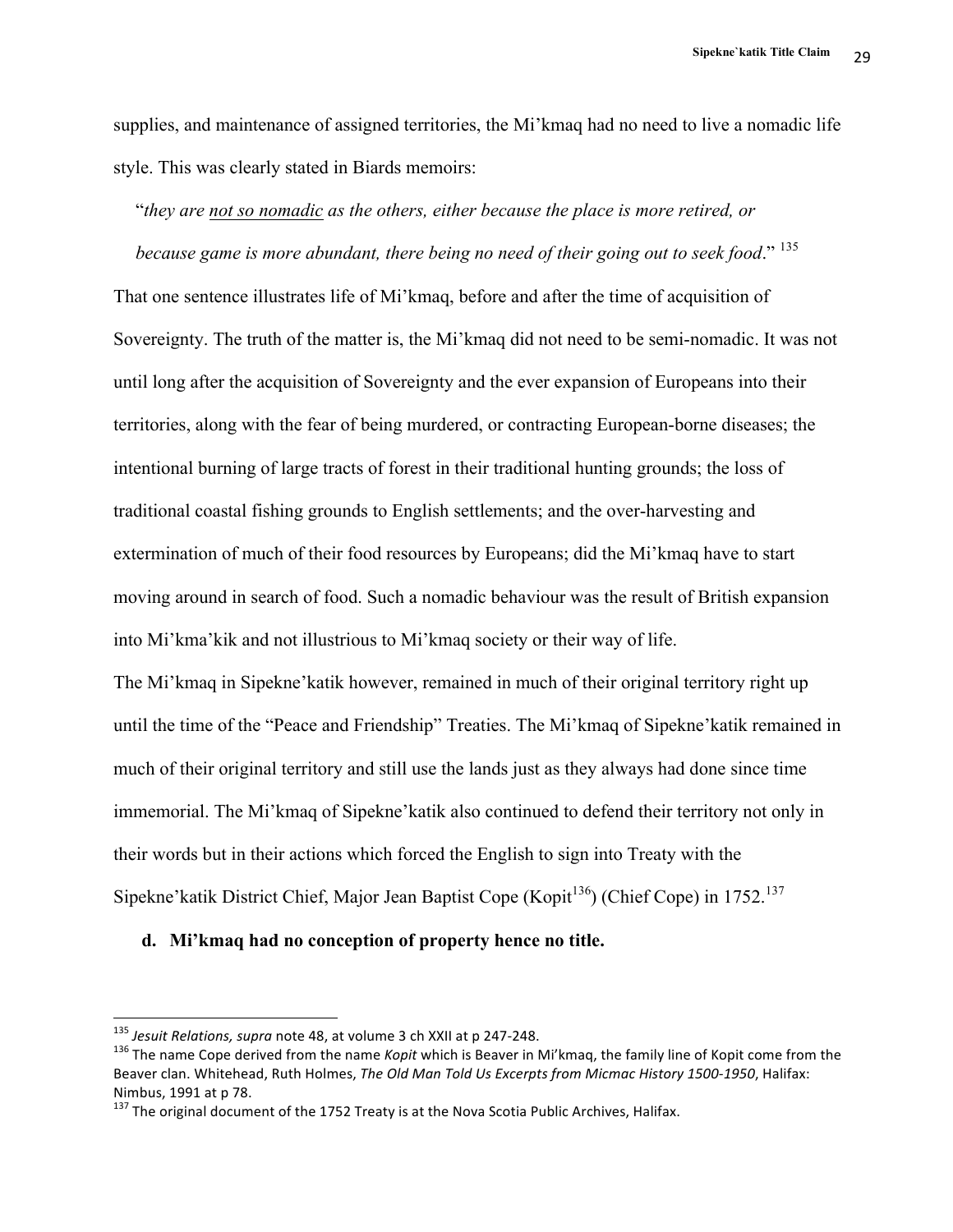supplies, and maintenance of assigned territories, the Mi'kmaq had no need to live a nomadic life style. This was clearly stated in Biards memoirs:

"*they are not so nomadic as the others, either because the place is more retired, or because game is more abundant, there being no need of their going out to seek food*." [135]

That one sentence illustrates life of Mi'kmaq, before and after the time of acquisition of Sovereignty. The truth of the matter is, the Mi'kmaq did not need to be semi-nomadic. It was not until long after the acquisition of Sovereignty and the ever expansion of Europeans into their territories, along with the fear of being murdered, or contracting European-borne diseases; the intentional burning of large tracts of forest in their traditional hunting grounds; the loss of traditional coastal fishing grounds to English settlements; and the over-harvesting and extermination of much of their food resources by Europeans; did the Mi'kmaq have to start moving around in search of food. Such a nomadic behaviour was the result of British expansion into Mi'kma'kik and not illustrious to Mi'kmaq society or their way of life.

The Mi'kmaq in Sipekne'katik however, remained in much of their original territory right up until the time of the "Peace and Friendship" Treaties. The Mi'kmaq of Sipekne'katik remained in much of their original territory and still use the lands just as they always had done since time immemorial. The Mi'kmaq of Sipekne'katik also continued to defend their territory not only in their words but in their actions which forced the English to sign into Treaty with the Sipekne'katik District Chief, Major Jean Baptist Cope (Kopit[136]) (Chief Cope) in 1752.[137]

**d. Mi'kmaq had no conception of property hence no title.**

---

[135] *Jesuit Relations, supra* note 48, at volume 3 ch XXII at p 247-248.

[136] The name Cope derived from the name *Kopit* which is Beaver in Mi'kmaq, the family line of Kopit come from the Beaver clan. Whitehead, Ruth Holmes, *The Old Man Told Us Excerpts from Micmac History 1500-1950*, Halifax: Nimbus, 1991 at p 78.

[137] The original document of the 1752 Treaty is at the Nova Scotia Public Archives, Halifax.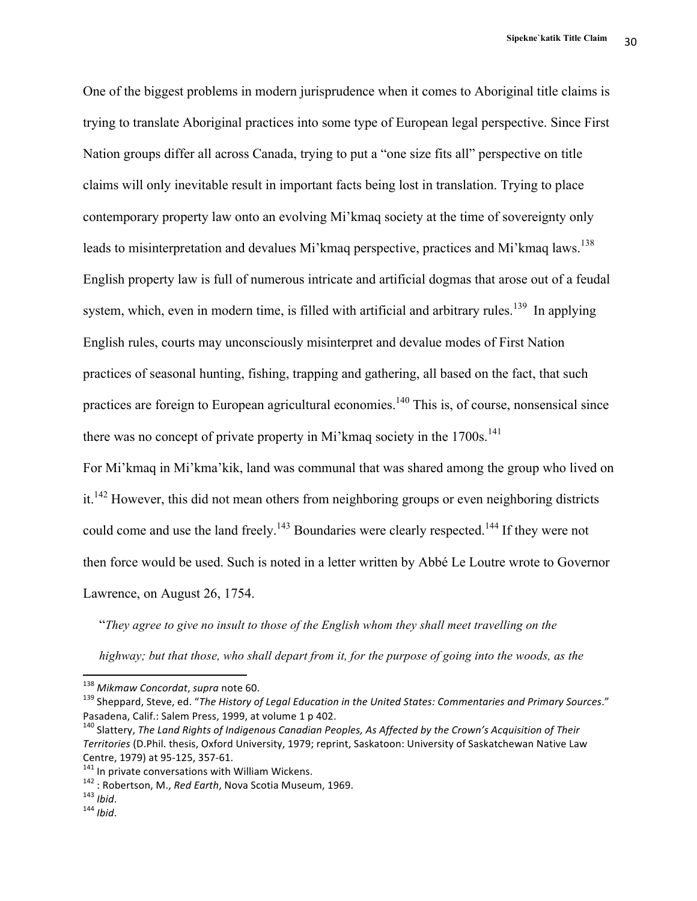One of the biggest problems in modern jurisprudence when it comes to Aboriginal title claims is trying to translate Aboriginal practices into some type of European legal perspective. Since First Nation groups differ all across Canada, trying to put a "one size fits all" perspective on title claims will only inevitable result in important facts being lost in translation. Trying to place contemporary property law onto an evolving Mi'kmaq society at the time of sovereignty only leads to misinterpretation and devalues Mi'kmaq perspective, practices and Mi'kmaq laws.[138] English property law is full of numerous intricate and artificial dogmas that arose out of a feudal system, which, even in modern time, is filled with artificial and arbitrary rules.[139] In applying English rules, courts may unconsciously misinterpret and devalue modes of First Nation practices of seasonal hunting, fishing, trapping and gathering, all based on the fact, that such practices are foreign to European agricultural economies.[140] This is, of course, nonsensical since there was no concept of private property in Mi'kmaq society in the 1700s.[141]

For Mi'kmaq in Mi'kma'kik, land was communal that was shared among the group who lived on it.[142] However, this did not mean others from neighboring groups or even neighboring districts could come and use the land freely.[143] Boundaries were clearly respected.[144] If they were not then force would be used. Such is noted in a letter written by Abbé Le Loutre wrote to Governor Lawrence, on August 26, 1754.

"*They agree to give no insult to those of the English whom they shall meet travelling on the highway; but that those, who shall depart from it, for the purpose of going into the woods, as the*

---

[138] *Mikmaw Concordat*, *supra* note 60.

[139] Sheppard, Steve, ed. "*The History of Legal Education in the United States: Commentaries and Primary Sources*." Pasadena, Calif.: Salem Press, 1999, at volume 1 p 402.

[140] Slattery, *The Land Rights of Indigenous Canadian Peoples, As Affected by the Crown's Acquisition of Their Territories* (D.Phil. thesis, Oxford University, 1979; reprint, Saskatoon: University of Saskatchewan Native Law Centre, 1979) at 95-125, 357-61.

[141] In private conversations with William Wickens.

[142] : Robertson, M., *Red Earth*, Nova Scotia Museum, 1969.

[143] *Ibid*.

[144] *Ibid*.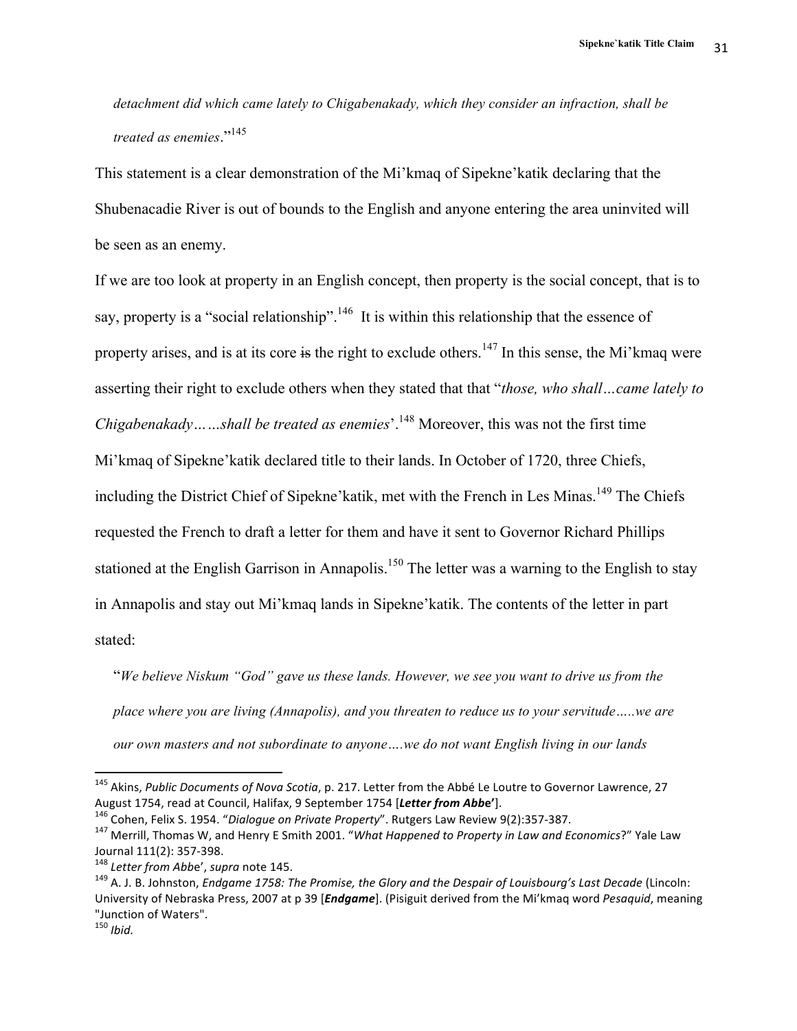*detachment did which came lately to Chigabenakady, which they consider an infraction, shall be treated as enemies*."[145]

This statement is a clear demonstration of the Mi'kmaq of Sipekne'katik declaring that the Shubenacadie River is out of bounds to the English and anyone entering the area uninvited will be seen as an enemy.

If we are too look at property in an English concept, then property is the social concept, that is to say, property is a "social relationship".[146] It is within this relationship that the essence of property arises, and is at its core ~~is~~ the right to exclude others.[147] In this sense, the Mi'kmaq were asserting their right to exclude others when they stated that that "*those, who shall…came lately to Chigabenakady……shall be treated as enemies*'.[148] Moreover, this was not the first time Mi'kmaq of Sipekne'katik declared title to their lands. In October of 1720, three Chiefs, including the District Chief of Sipekne'katik, met with the French in Les Minas.[149] The Chiefs requested the French to draft a letter for them and have it sent to Governor Richard Phillips stationed at the English Garrison in Annapolis.[150] The letter was a warning to the English to stay in Annapolis and stay out Mi'kmaq lands in Sipekne'katik. The contents of the letter in part stated:

> "*We believe Niskum "God" gave us these lands. However, we see you want to drive us from the place where you are living (Annapolis), and you threaten to reduce us to your servitude…..we are our own masters and not subordinate to anyone….we do not want English living in our lands*

---

[145] Akins, *Public Documents of Nova Scotia*, p. 217. Letter from the Abbé Le Loutre to Governor Lawrence, 27 August 1754, read at Council, Halifax, 9 September 1754 [***Letter from Abbe***'].

[146] Cohen, Felix S. 1954. "*Dialogue on Private Property*". Rutgers Law Review 9(2):357-387.

[147] Merrill, Thomas W, and Henry E Smith 2001. "*What Happened to Property in Law and Economics*?" Yale Law Journal 111(2): 357-398.

[148] *Letter from Abbe*', *supra* note 145.

[149] A. J. B. Johnston, *Endgame 1758: The Promise, the Glory and the Despair of Louisbourg's Last Decade* (Lincoln: University of Nebraska Press, 2007 at p 39 [***Endgame***]. (Pisiguit derived from the Mi'kmaq word *Pesaquid*, meaning "Junction of Waters".

[150] *Ibid.*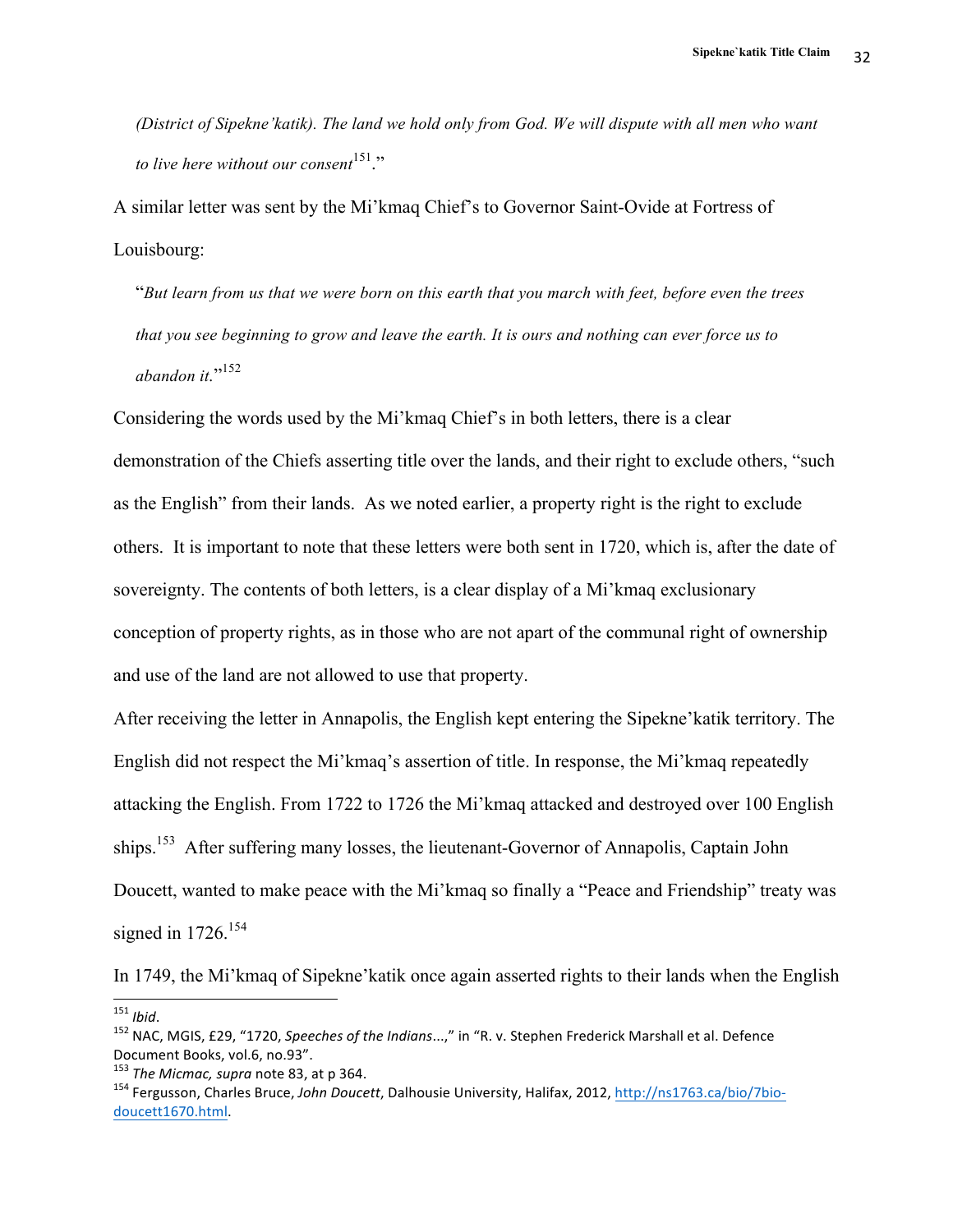*(District of Sipekne'katik). The land we hold only from God. We will dispute with all men who want to live here without our consent*[151]."

A similar letter was sent by the Mi'kmaq Chief's to Governor Saint-Ovide at Fortress of Louisbourg:

> "*But learn from us that we were born on this earth that you march with feet, before even the trees that you see beginning to grow and leave the earth. It is ours and nothing can ever force us to abandon it.*"[152]

Considering the words used by the Mi'kmaq Chief's in both letters, there is a clear demonstration of the Chiefs asserting title over the lands, and their right to exclude others, "such as the English" from their lands. As we noted earlier, a property right is the right to exclude others. It is important to note that these letters were both sent in 1720, which is, after the date of sovereignty. The contents of both letters, is a clear display of a Mi'kmaq exclusionary conception of property rights, as in those who are not apart of the communal right of ownership and use of the land are not allowed to use that property.

After receiving the letter in Annapolis, the English kept entering the Sipekne'katik territory. The English did not respect the Mi'kmaq's assertion of title. In response, the Mi'kmaq repeatedly attacking the English. From 1722 to 1726 the Mi'kmaq attacked and destroyed over 100 English ships.[153] After suffering many losses, the lieutenant-Governor of Annapolis, Captain John Doucett, wanted to make peace with the Mi'kmaq so finally a "Peace and Friendship" treaty was signed in 1726.[154]

In 1749, the Mi'kmaq of Sipekne'katik once again asserted rights to their lands when the English

---

[151] *Ibid*.

[152] NAC, MGIS, £29, "1720, *Speeches of the Indians*...," in "R. v. Stephen Frederick Marshall et al. Defence Document Books, vol.6, no.93".

[153] *The Micmac, supra* note 83, at p 364.

[154] Fergusson, Charles Bruce, *John Doucett*, Dalhousie University, Halifax, 2012, http://ns1763.ca/bio/7bio-doucett1670.html.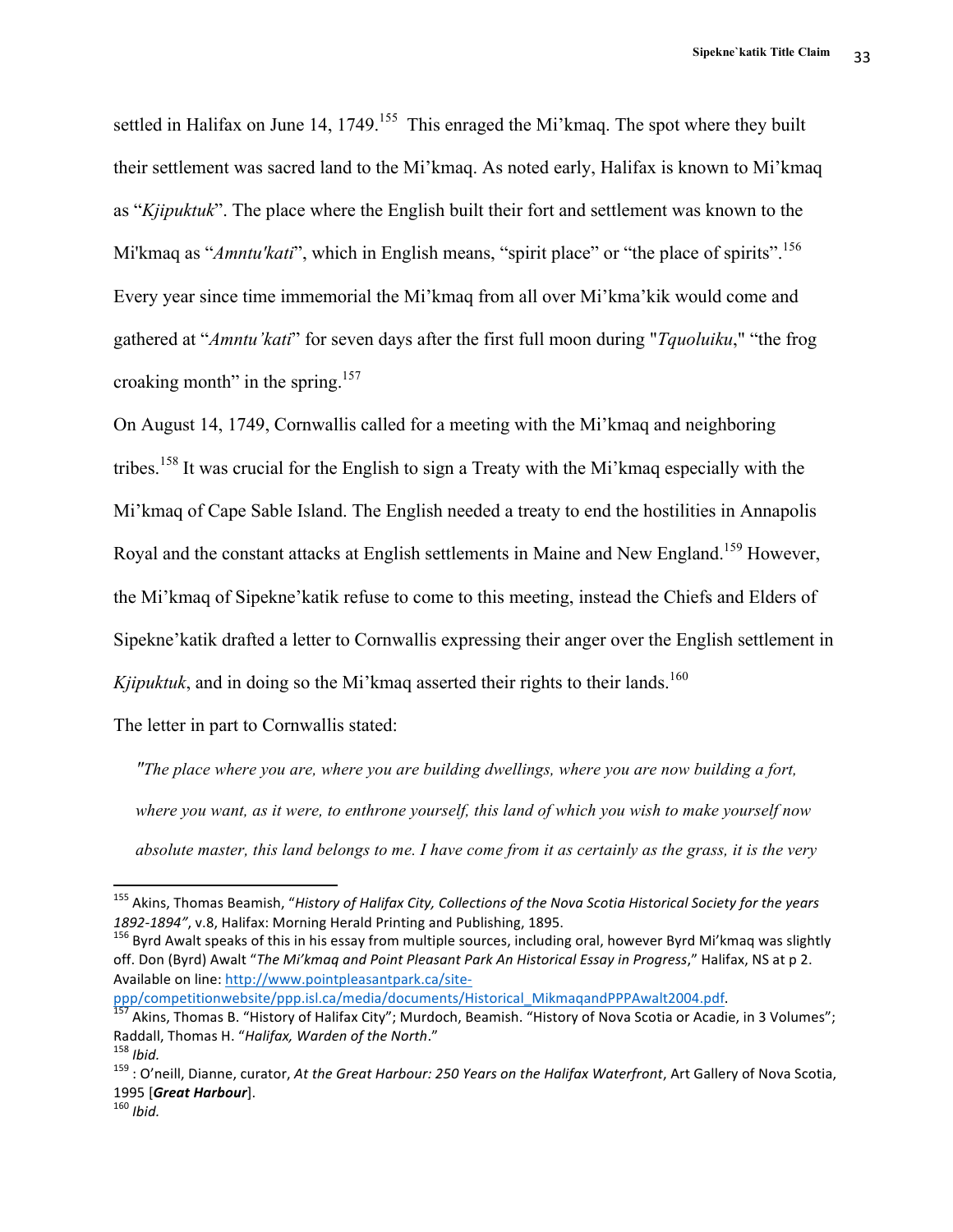settled in Halifax on June 14, 1749.[155] This enraged the Mi'kmaq. The spot where they built their settlement was sacred land to the Mi'kmaq. As noted early, Halifax is known to Mi'kmaq as "*Kjipuktuk*". The place where the English built their fort and settlement was known to the Mi'kmaq as "*Amntu'kati*", which in English means, "spirit place" or "the place of spirits".[156] Every year since time immemorial the Mi'kmaq from all over Mi'kma'kik would come and gathered at "*Amntu'kati*" for seven days after the first full moon during "*Tquoluiku*," "the frog croaking month" in the spring.[157]

On August 14, 1749, Cornwallis called for a meeting with the Mi'kmaq and neighboring tribes.[158] It was crucial for the English to sign a Treaty with the Mi'kmaq especially with the Mi'kmaq of Cape Sable Island. The English needed a treaty to end the hostilities in Annapolis Royal and the constant attacks at English settlements in Maine and New England.[159] However, the Mi'kmaq of Sipekne'katik refuse to come to this meeting, instead the Chiefs and Elders of Sipekne'katik drafted a letter to Cornwallis expressing their anger over the English settlement in *Kjipuktuk*, and in doing so the Mi'kmaq asserted their rights to their lands.[160]

The letter in part to Cornwallis stated:

> *"The place where you are, where you are building dwellings, where you are now building a fort, where you want, as it were, to enthrone yourself, this land of which you wish to make yourself now absolute master, this land belongs to me. I have come from it as certainly as the grass, it is the very*

---

[155] Akins, Thomas Beamish, "*History of Halifax City, Collections of the Nova Scotia Historical Society for the years 1892-1894"*, v.8, Halifax: Morning Herald Printing and Publishing, 1895.

[156] Byrd Awalt speaks of this in his essay from multiple sources, including oral, however Byrd Mi'kmaq was slightly off. Don (Byrd) Awalt "*The Mi'kmaq and Point Pleasant Park An Historical Essay in Progress*," Halifax, NS at p 2. Available on line: http://www.pointpleasantpark.ca/site-ppp/competitionwebsite/ppp.isl.ca/media/documents/Historical_MikmaqandPPPAwalt2004.pdf.

[157] Akins, Thomas B. "History of Halifax City"; Murdoch, Beamish. "History of Nova Scotia or Acadie, in 3 Volumes"; Raddall, Thomas H. "*Halifax, Warden of the North*."

[158] *Ibid.*

[159] : O'neill, Dianne, curator, *At the Great Harbour: 250 Years on the Halifax Waterfront*, Art Gallery of Nova Scotia, 1995 [***Great Harbour***].

[160] *Ibid.*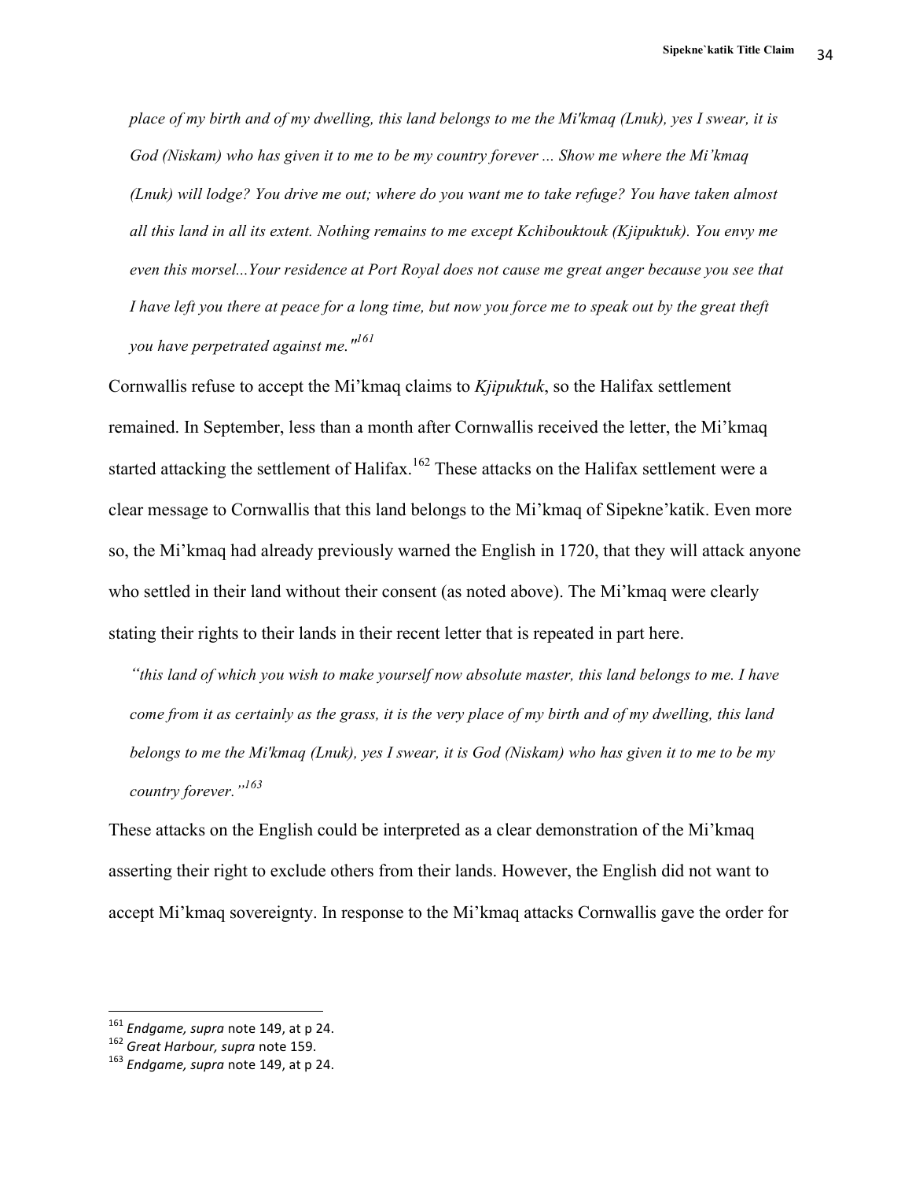*place of my birth and of my dwelling, this land belongs to me the Mi'kmaq (Lnuk), yes I swear, it is God (Niskam) who has given it to me to be my country forever ... Show me where the Mi'kmaq (Lnuk) will lodge? You drive me out; where do you want me to take refuge? You have taken almost all this land in all its extent. Nothing remains to me except Kchibouktouk (Kjipuktuk). You envy me even this morsel...Your residence at Port Royal does not cause me great anger because you see that I have left you there at peace for a long time, but now you force me to speak out by the great theft you have perpetrated against me."*[161]

Cornwallis refuse to accept the Mi'kmaq claims to *Kjipuktuk*, so the Halifax settlement remained. In September, less than a month after Cornwallis received the letter, the Mi'kmaq started attacking the settlement of Halifax.[162] These attacks on the Halifax settlement were a clear message to Cornwallis that this land belongs to the Mi'kmaq of Sipekne'katik. Even more so, the Mi'kmaq had already previously warned the English in 1720, that they will attack anyone who settled in their land without their consent (as noted above). The Mi'kmaq were clearly stating their rights to their lands in their recent letter that is repeated in part here.

*"this land of which you wish to make yourself now absolute master, this land belongs to me. I have come from it as certainly as the grass, it is the very place of my birth and of my dwelling, this land belongs to me the Mi'kmaq (Lnuk), yes I swear, it is God (Niskam) who has given it to me to be my country forever."*[163]

These attacks on the English could be interpreted as a clear demonstration of the Mi'kmaq asserting their right to exclude others from their lands. However, the English did not want to accept Mi'kmaq sovereignty. In response to the Mi'kmaq attacks Cornwallis gave the order for

---

[161] *Endgame, supra* note 149, at p 24.

[162] *Great Harbour, supra* note 159.

[163] *Endgame, supra* note 149, at p 24.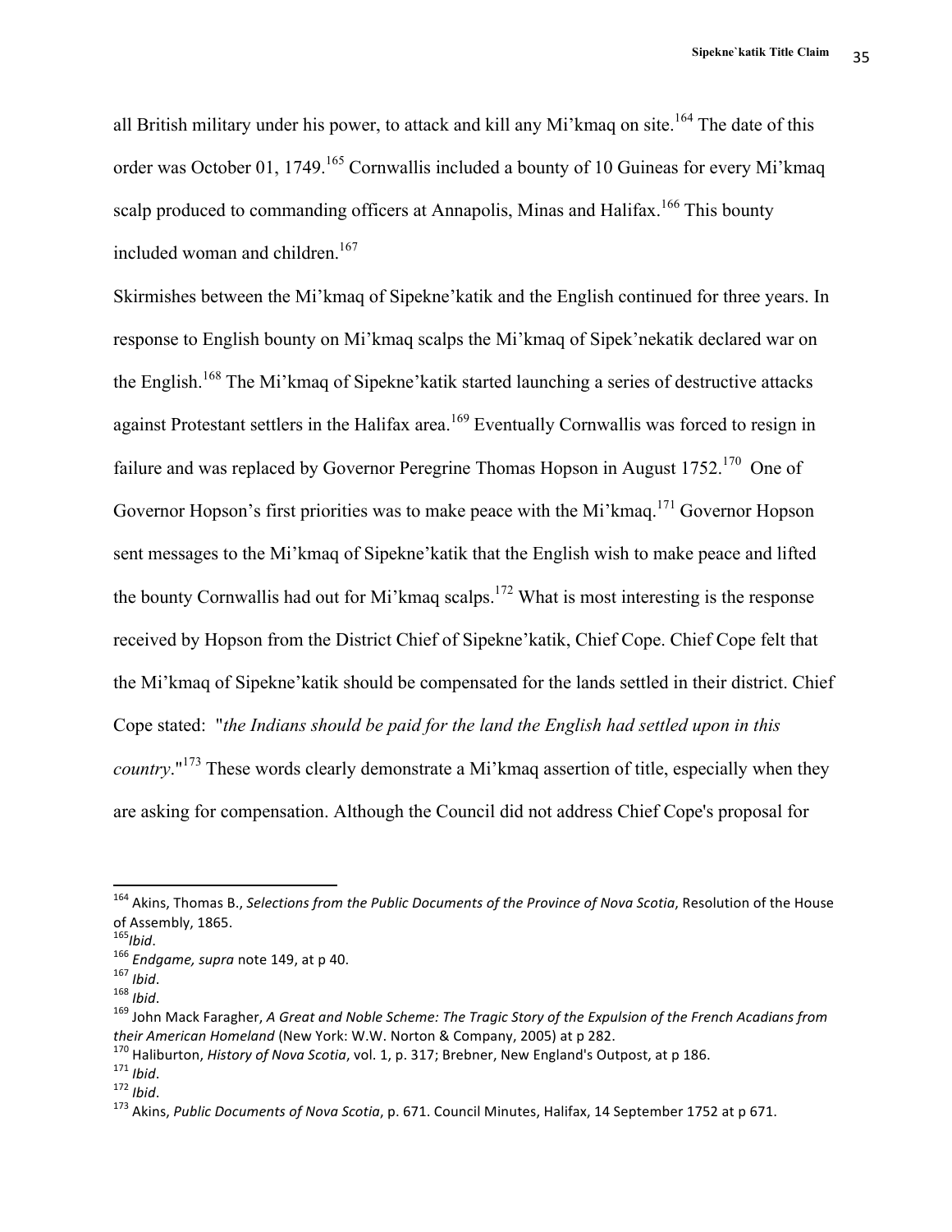all British military under his power, to attack and kill any Mi'kmaq on site.[164] The date of this order was October 01, 1749.[165] Cornwallis included a bounty of 10 Guineas for every Mi'kmaq scalp produced to commanding officers at Annapolis, Minas and Halifax.[166] This bounty included woman and children.[167]

Skirmishes between the Mi'kmaq of Sipekne'katik and the English continued for three years. In response to English bounty on Mi'kmaq scalps the Mi'kmaq of Sipek'nekatik declared war on the English.[168] The Mi'kmaq of Sipekne'katik started launching a series of destructive attacks against Protestant settlers in the Halifax area.[169] Eventually Cornwallis was forced to resign in failure and was replaced by Governor Peregrine Thomas Hopson in August 1752.[170] One of Governor Hopson's first priorities was to make peace with the Mi'kmaq.[171] Governor Hopson sent messages to the Mi'kmaq of Sipekne'katik that the English wish to make peace and lifted the bounty Cornwallis had out for Mi'kmaq scalps.[172] What is most interesting is the response received by Hopson from the District Chief of Sipekne'katik, Chief Cope. Chief Cope felt that the Mi'kmaq of Sipekne'katik should be compensated for the lands settled in their district. Chief Cope stated: "*the Indians should be paid for the land the English had settled upon in this country*."[173] These words clearly demonstrate a Mi'kmaq assertion of title, especially when they are asking for compensation. Although the Council did not address Chief Cope's proposal for

---

[164] Akins, Thomas B., *Selections from the Public Documents of the Province of Nova Scotia*, Resolution of the House of Assembly, 1865.

[165] *Ibid*.

[166] *Endgame, supra* note 149, at p 40.

[167] *Ibid*.

[168] *Ibid*.

[169] John Mack Faragher, *A Great and Noble Scheme: The Tragic Story of the Expulsion of the French Acadians from their American Homeland* (New York: W.W. Norton & Company, 2005) at p 282.

[170] Haliburton, *History of Nova Scotia*, vol. 1, p. 317; Brebner, New England's Outpost, at p 186.

[171] *Ibid*.

[172] *Ibid*.

[173] Akins, *Public Documents of Nova Scotia*, p. 671. Council Minutes, Halifax, 14 September 1752 at p 671.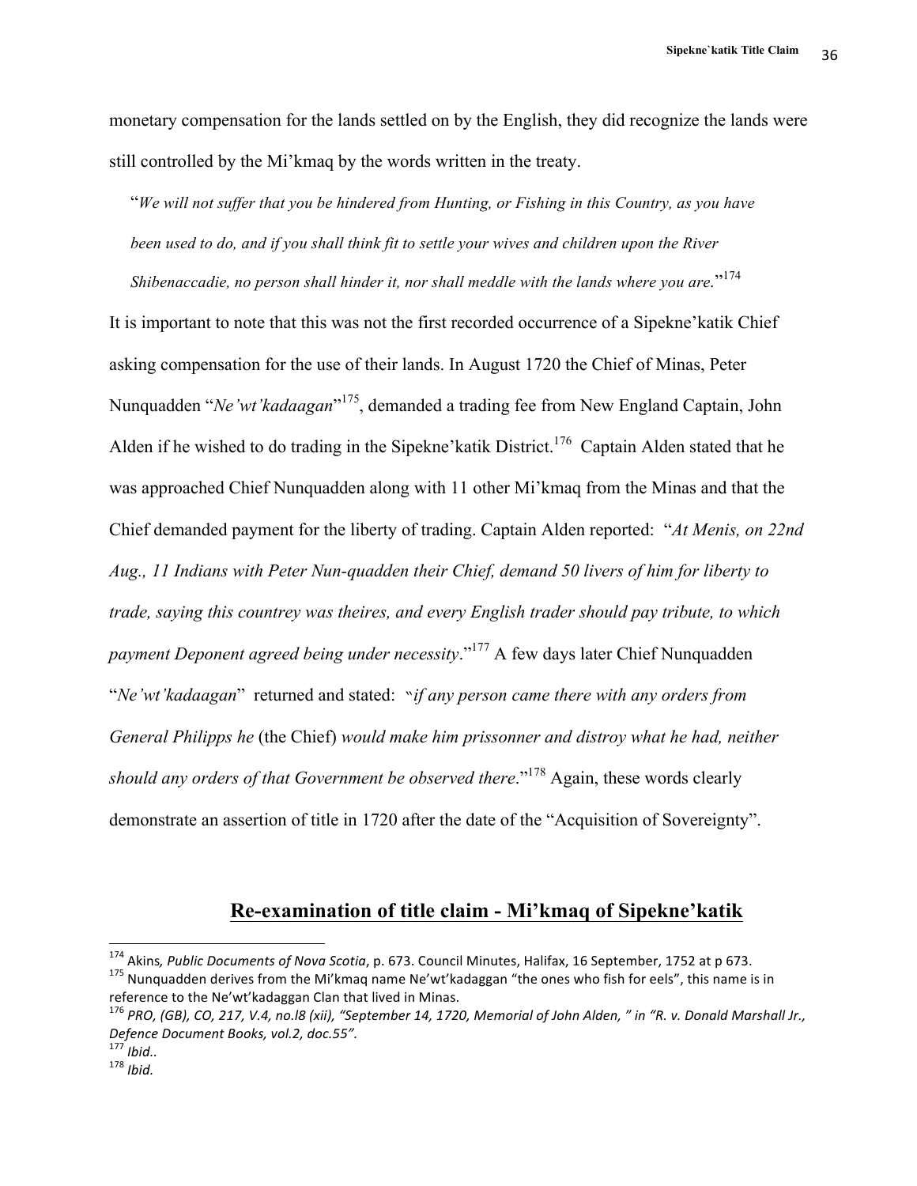monetary compensation for the lands settled on by the English, they did recognize the lands were still controlled by the Mi'kmaq by the words written in the treaty.

> "*We will not suffer that you be hindered from Hunting, or Fishing in this Country, as you have been used to do, and if you shall think fit to settle your wives and children upon the River Shibenaccadie, no person shall hinder it, nor shall meddle with the lands where you are.*"[174]

It is important to note that this was not the first recorded occurrence of a Sipekne'katik Chief asking compensation for the use of their lands. In August 1720 the Chief of Minas, Peter Nunquadden "*Ne'wt'kadaagan*"[175], demanded a trading fee from New England Captain, John Alden if he wished to do trading in the Sipekne'katik District.[176] Captain Alden stated that he was approached Chief Nunquadden along with 11 other Mi'kmaq from the Minas and that the Chief demanded payment for the liberty of trading. Captain Alden reported: "*At Menis, on 22nd Aug., 11 Indians with Peter Nun-quadden their Chief, demand 50 livers of him for liberty to trade, saying this countrey was theires, and every English trader should pay tribute, to which payment Deponent agreed being under necessity*."[177] A few days later Chief Nunquadden "*Ne'wt'kadaagan*" returned and stated: "*if any person came there with any orders from General Philipps he* (the Chief) *would make him prissonner and distroy what he had, neither should any orders of that Government be observed there*."[178] Again, these words clearly demonstrate an assertion of title in 1720 after the date of the "Acquisition of Sovereignty".

## Re-examination of title claim - Mi'kmaq of Sipekne'katik

---

[174] Akins*, Public Documents of Nova Scotia*, p. 673. Council Minutes, Halifax, 16 September, 1752 at p 673.

[175] Nunquadden derives from the Mi'kmaq name Ne'wt'kadaggan "the ones who fish for eels", this name is in reference to the Ne'wt'kadaggan Clan that lived in Minas.

[176] *PRO, (GB), CO, 217, V.4, no.l8 (xii), "September 14, 1720, Memorial of John Alden, " in "R. v. Donald Marshall Jr., Defence Document Books, vol.2, doc.55".*

[177] *Ibid..*

[178] *Ibid.*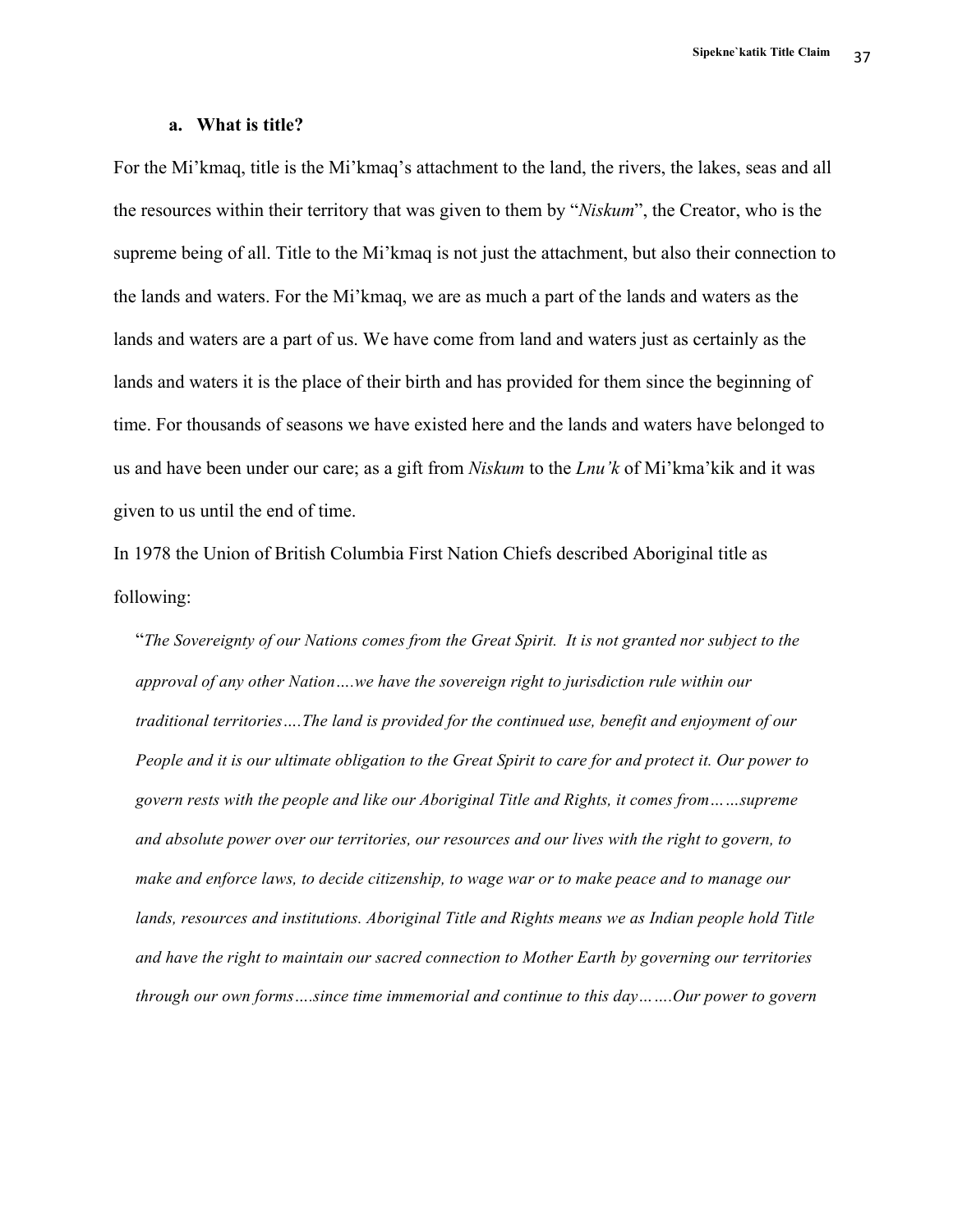### a. What is title?

For the Mi'kmaq, title is the Mi'kmaq's attachment to the land, the rivers, the lakes, seas and all the resources within their territory that was given to them by "*Niskum*", the Creator, who is the supreme being of all. Title to the Mi'kmaq is not just the attachment, but also their connection to the lands and waters. For the Mi'kmaq, we are as much a part of the lands and waters as the lands and waters are a part of us. We have come from land and waters just as certainly as the lands and waters it is the place of their birth and has provided for them since the beginning of time. For thousands of seasons we have existed here and the lands and waters have belonged to us and have been under our care; as a gift from *Niskum* to the *Lnu'k* of Mi'kma'kik and it was given to us until the end of time.

In 1978 the Union of British Columbia First Nation Chiefs described Aboriginal title as following:

> "*The Sovereignty of our Nations comes from the Great Spirit. It is not granted nor subject to the approval of any other Nation….we have the sovereign right to jurisdiction rule within our traditional territories….The land is provided for the continued use, benefit and enjoyment of our People and it is our ultimate obligation to the Great Spirit to care for and protect it. Our power to govern rests with the people and like our Aboriginal Title and Rights, it comes from……supreme and absolute power over our territories, our resources and our lives with the right to govern, to make and enforce laws, to decide citizenship, to wage war or to make peace and to manage our lands, resources and institutions. Aboriginal Title and Rights means we as Indian people hold Title and have the right to maintain our sacred connection to Mother Earth by governing our territories through our own forms….since time immemorial and continue to this day…….Our power to govern*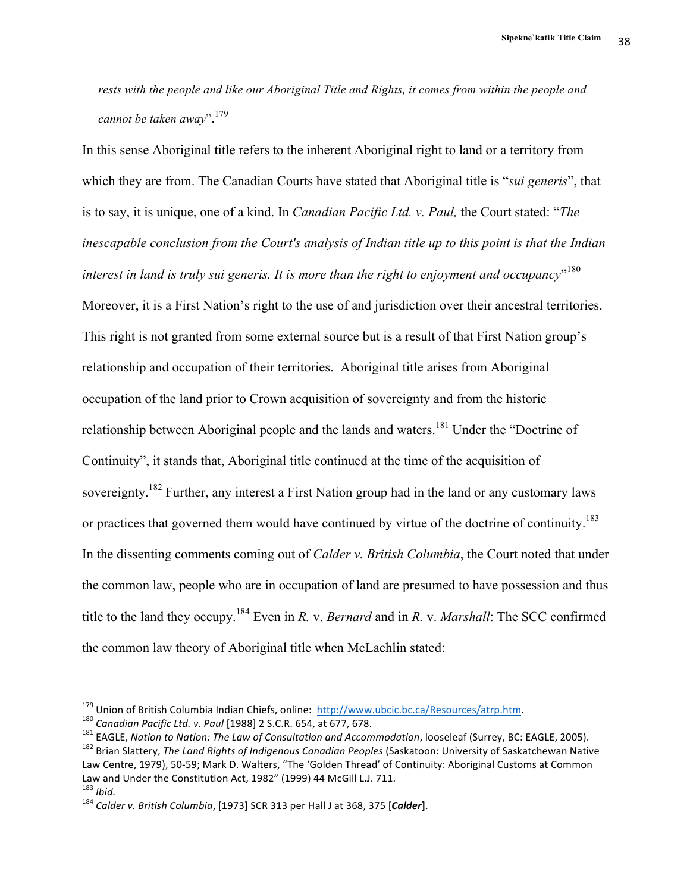*rests with the people and like our Aboriginal Title and Rights, it comes from within the people and cannot be taken away*".[179]

In this sense Aboriginal title refers to the inherent Aboriginal right to land or a territory from which they are from. The Canadian Courts have stated that Aboriginal title is "*sui generis*", that is to say, it is unique, one of a kind. In *Canadian Pacific Ltd. v. Paul,* the Court stated: "*The inescapable conclusion from the Court's analysis of Indian title up to this point is that the Indian interest in land is truly sui generis. It is more than the right to enjoyment and occupancy*"[180] Moreover, it is a First Nation's right to the use of and jurisdiction over their ancestral territories. This right is not granted from some external source but is a result of that First Nation group's relationship and occupation of their territories. Aboriginal title arises from Aboriginal occupation of the land prior to Crown acquisition of sovereignty and from the historic relationship between Aboriginal people and the lands and waters.[181] Under the "Doctrine of Continuity", it stands that, Aboriginal title continued at the time of the acquisition of sovereignty.[182] Further, any interest a First Nation group had in the land or any customary laws or practices that governed them would have continued by virtue of the doctrine of continuity.[183] In the dissenting comments coming out of *Calder v. British Columbia*, the Court noted that under the common law, people who are in occupation of land are presumed to have possession and thus title to the land they occupy.[184] Even in *R.* v. *Bernard* and in *R.* v. *Marshall*: The SCC confirmed the common law theory of Aboriginal title when McLachlin stated:

---

[179] Union of British Columbia Indian Chiefs, online: http://www.ubcic.bc.ca/Resources/atrp.htm.

[180] *Canadian Pacific Ltd. v. Paul* [1988] 2 S.C.R. 654, at 677, 678.

[181] EAGLE, *Nation to Nation: The Law of Consultation and Accommodation*, looseleaf (Surrey, BC: EAGLE, 2005).

[182] Brian Slattery, *The Land Rights of Indigenous Canadian Peoples* (Saskatoon: University of Saskatchewan Native Law Centre, 1979), 50-59; Mark D. Walters, "The 'Golden Thread' of Continuity: Aboriginal Customs at Common Law and Under the Constitution Act, 1982" (1999) 44 McGill L.J. 711.

[183] *Ibid.*

[184] *Calder v. British Columbia*, [1973] SCR 313 per Hall J at 368, 375 [***Calder***].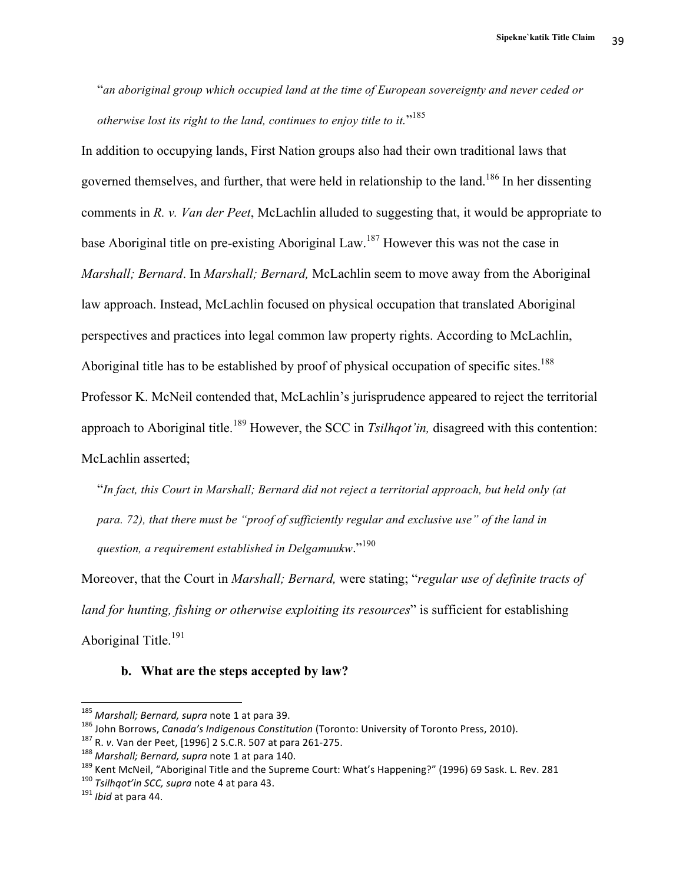"*an aboriginal group which occupied land at the time of European sovereignty and never ceded or otherwise lost its right to the land, continues to enjoy title to it.*"[185]

In addition to occupying lands, First Nation groups also had their own traditional laws that governed themselves, and further, that were held in relationship to the land.[186] In her dissenting comments in *R. v. Van der Peet*, McLachlin alluded to suggesting that, it would be appropriate to base Aboriginal title on pre-existing Aboriginal Law.[187] However this was not the case in *Marshall; Bernard*. In *Marshall; Bernard,* McLachlin seem to move away from the Aboriginal law approach. Instead, McLachlin focused on physical occupation that translated Aboriginal perspectives and practices into legal common law property rights. According to McLachlin, Aboriginal title has to be established by proof of physical occupation of specific sites.[188] Professor K. McNeil contended that, McLachlin's jurisprudence appeared to reject the territorial approach to Aboriginal title.[189] However, the SCC in *Tsilhqot'in,* disagreed with this contention: McLachlin asserted;

"*In fact, this Court in Marshall; Bernard did not reject a territorial approach, but held only (at para. 72), that there must be "proof of sufficiently regular and exclusive use" of the land in question, a requirement established in Delgamuukw*."[190]

Moreover, that the Court in *Marshall; Bernard,* were stating; "*regular use of definite tracts of land for hunting, fishing or otherwise exploiting its resources*" is sufficient for establishing Aboriginal Title.[191]

### b. What are the steps accepted by law?

---

[185] *Marshall; Bernard, supra* note 1 at para 39.
[186] John Borrows, *Canada's Indigenous Constitution* (Toronto: University of Toronto Press, 2010).
[187] R. *v*. Van der Peet, [1996] 2 S.C.R. 507 at para 261-275.
[188] *Marshall; Bernard, supra* note 1 at para 140.
[189] Kent McNeil, "Aboriginal Title and the Supreme Court: What's Happening?" (1996) 69 Sask. L. Rev. 281
[190] *Tsilhqot'in SCC, supra* note 4 at para 43.
[191] *Ibid* at para 44.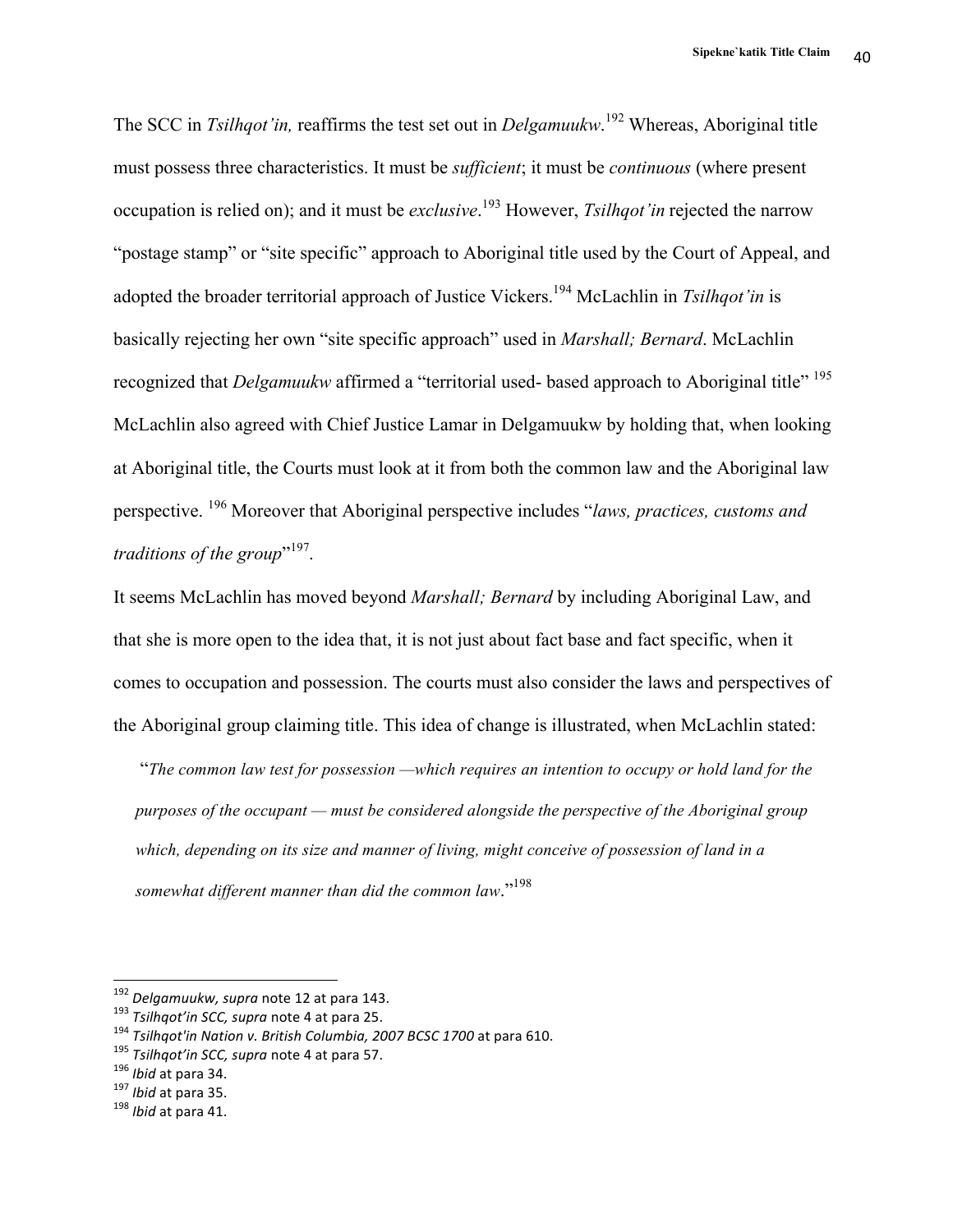The SCC in *Tsilhqot'in,* reaffirms the test set out in *Delgamuukw*.[192] Whereas, Aboriginal title must possess three characteristics. It must be *sufficient*; it must be *continuous* (where present occupation is relied on); and it must be *exclusive*.[193] However, *Tsilhqot'in* rejected the narrow "postage stamp" or "site specific" approach to Aboriginal title used by the Court of Appeal, and adopted the broader territorial approach of Justice Vickers.[194] McLachlin in *Tsilhqot'in* is basically rejecting her own "site specific approach" used in *Marshall; Bernard*. McLachlin recognized that *Delgamuukw* affirmed a "territorial used- based approach to Aboriginal title" [195] McLachlin also agreed with Chief Justice Lamar in Delgamuukw by holding that, when looking at Aboriginal title, the Courts must look at it from both the common law and the Aboriginal law perspective. [196] Moreover that Aboriginal perspective includes "*laws, practices, customs and traditions of the group*"[197].

It seems McLachlin has moved beyond *Marshall; Bernard* by including Aboriginal Law, and that she is more open to the idea that, it is not just about fact base and fact specific, when it comes to occupation and possession. The courts must also consider the laws and perspectives of the Aboriginal group claiming title. This idea of change is illustrated, when McLachlin stated:

> "*The common law test for possession —which requires an intention to occupy or hold land for the purposes of the occupant — must be considered alongside the perspective of the Aboriginal group which, depending on its size and manner of living, might conceive of possession of land in a somewhat different manner than did the common law*."[198]

---

[192] *Delgamuukw, supra* note 12 at para 143.
[193] *Tsilhqot'in SCC, supra* note 4 at para 25.
[194] *Tsilhqot'in Nation v. British Columbia, 2007 BCSC 1700* at para 610.
[195] *Tsilhqot'in SCC, supra* note 4 at para 57.
[196] *Ibid* at para 34.
[197] *Ibid* at para 35.
[198] *Ibid* at para 41.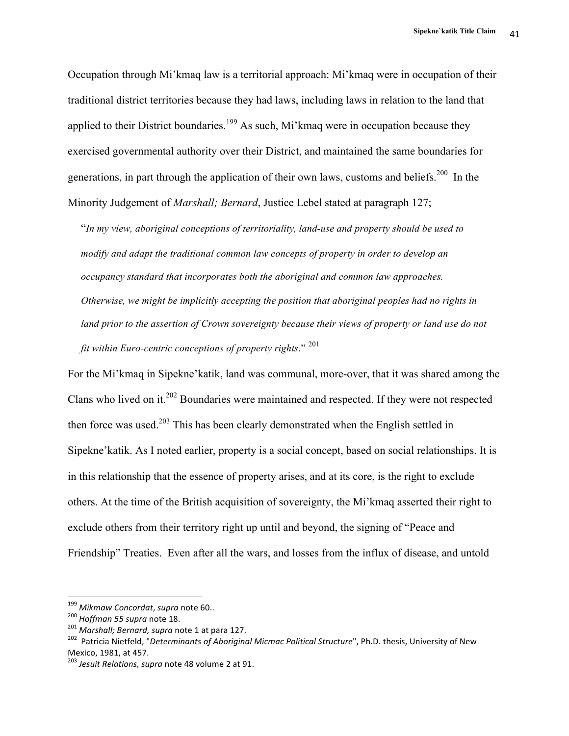Occupation through Mi'kmaq law is a territorial approach: Mi'kmaq were in occupation of their traditional district territories because they had laws, including laws in relation to the land that applied to their District boundaries.[199] As such, Mi'kmaq were in occupation because they exercised governmental authority over their District, and maintained the same boundaries for generations, in part through the application of their own laws, customs and beliefs.[200] In the Minority Judgement of *Marshall; Bernard*, Justice Lebel stated at paragraph 127;

> "*In my view, aboriginal conceptions of territoriality, land-use and property should be used to modify and adapt the traditional common law concepts of property in order to develop an occupancy standard that incorporates both the aboriginal and common law approaches. Otherwise, we might be implicitly accepting the position that aboriginal peoples had no rights in land prior to the assertion of Crown sovereignty because their views of property or land use do not fit within Euro-centric conceptions of property rights*." [201]

For the Mi'kmaq in Sipekne'katik, land was communal, more-over, that it was shared among the Clans who lived on it.[202] Boundaries were maintained and respected. If they were not respected then force was used.[203] This has been clearly demonstrated when the English settled in Sipekne'katik. As I noted earlier, property is a social concept, based on social relationships. It is in this relationship that the essence of property arises, and at its core, is the right to exclude others. At the time of the British acquisition of sovereignty, the Mi'kmaq asserted their right to exclude others from their territory right up until and beyond, the signing of "Peace and Friendship" Treaties. Even after all the wars, and losses from the influx of disease, and untold

---

[199] *Mikmaw Concordat*, *supra* note 60..

[200] *Hoffman 55 supra* note 18.

[201] *Marshall; Bernard, supra* note 1 at para 127.

[202] Patricia Nietfeld, "*Determinants of Aboriginal Micmac Political Structure*", Ph.D. thesis, University of New Mexico, 1981, at 457.

[203] *Jesuit Relations, supra* note 48 volume 2 at 91.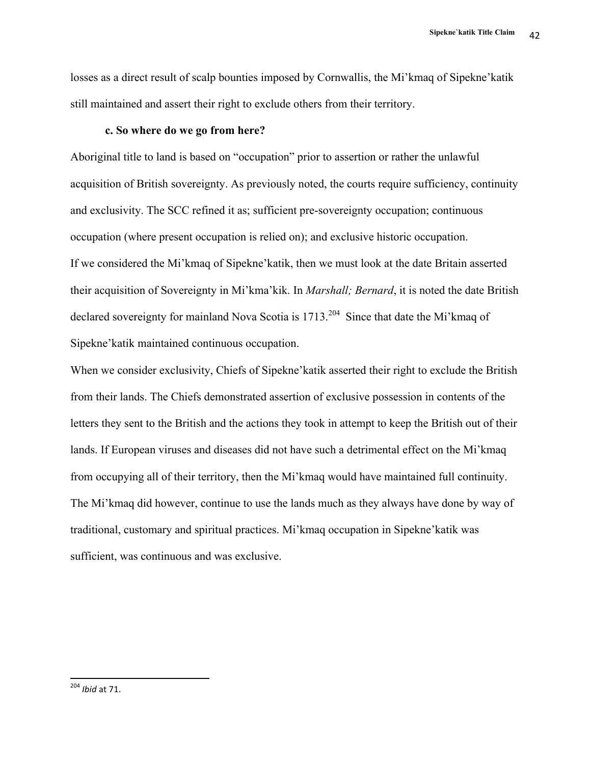losses as a direct result of scalp bounties imposed by Cornwallis, the Mi'kmaq of Sipekne'katik still maintained and assert their right to exclude others from their territory.

### c. So where do we go from here?

Aboriginal title to land is based on "occupation" prior to assertion or rather the unlawful acquisition of British sovereignty. As previously noted, the courts require sufficiency, continuity and exclusivity. The SCC refined it as; sufficient pre-sovereignty occupation; continuous occupation (where present occupation is relied on); and exclusive historic occupation.

If we considered the Mi'kmaq of Sipekne'katik, then we must look at the date Britain asserted their acquisition of Sovereignty in Mi'kma'kik. In *Marshall; Bernard*, it is noted the date British declared sovereignty for mainland Nova Scotia is 1713.[204] Since that date the Mi'kmaq of Sipekne'katik maintained continuous occupation.

When we consider exclusivity, Chiefs of Sipekne'katik asserted their right to exclude the British from their lands. The Chiefs demonstrated assertion of exclusive possession in contents of the letters they sent to the British and the actions they took in attempt to keep the British out of their lands. If European viruses and diseases did not have such a detrimental effect on the Mi'kmaq from occupying all of their territory, then the Mi'kmaq would have maintained full continuity. The Mi'kmaq did however, continue to use the lands much as they always have done by way of traditional, customary and spiritual practices. Mi'kmaq occupation in Sipekne'katik was sufficient, was continuous and was exclusive.

---

[204] *Ibid* at 71.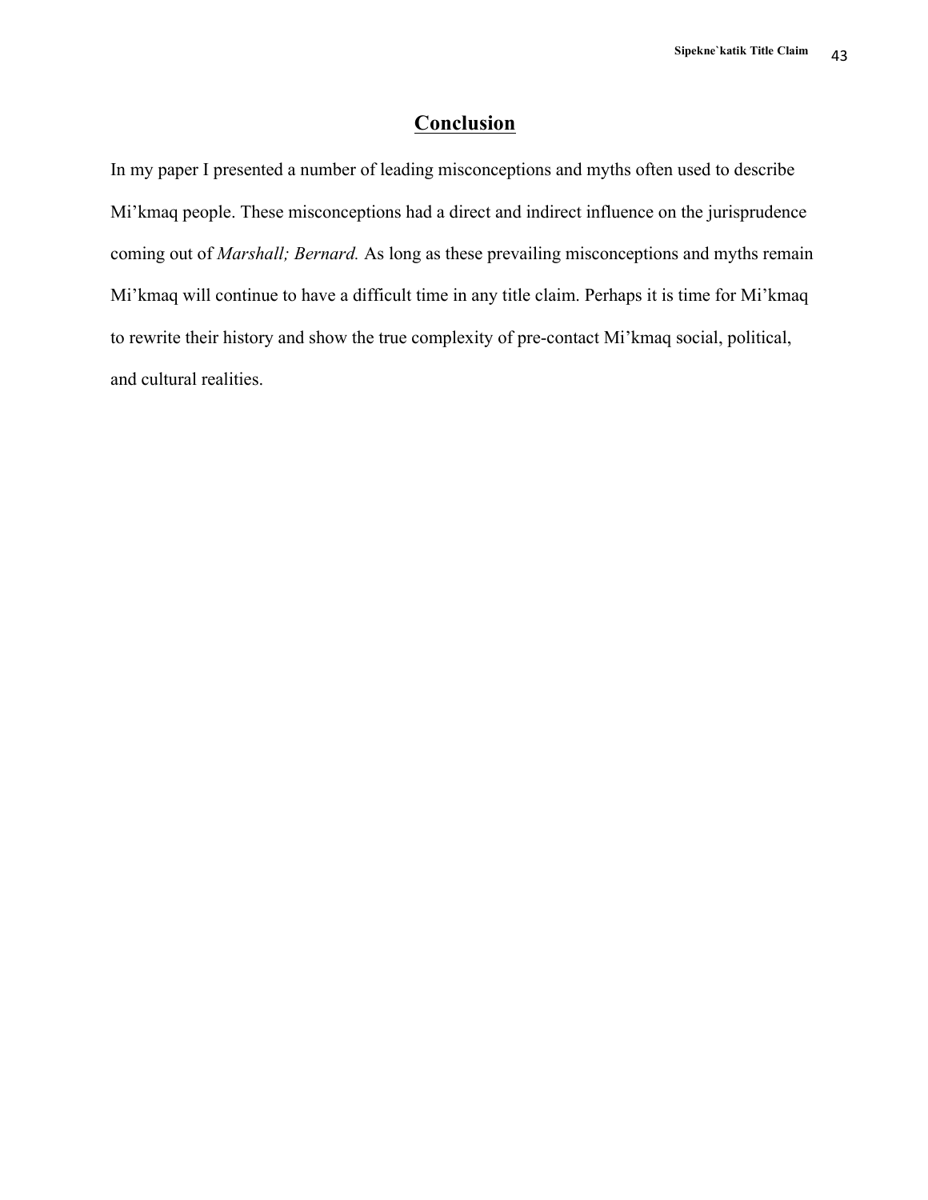## Conclusion

In my paper I presented a number of leading misconceptions and myths often used to describe Mi'kmaq people. These misconceptions had a direct and indirect influence on the jurisprudence coming out of *Marshall; Bernard.* As long as these prevailing misconceptions and myths remain Mi'kmaq will continue to have a difficult time in any title claim. Perhaps it is time for Mi'kmaq to rewrite their history and show the true complexity of pre-contact Mi'kmaq social, political, and cultural realities.